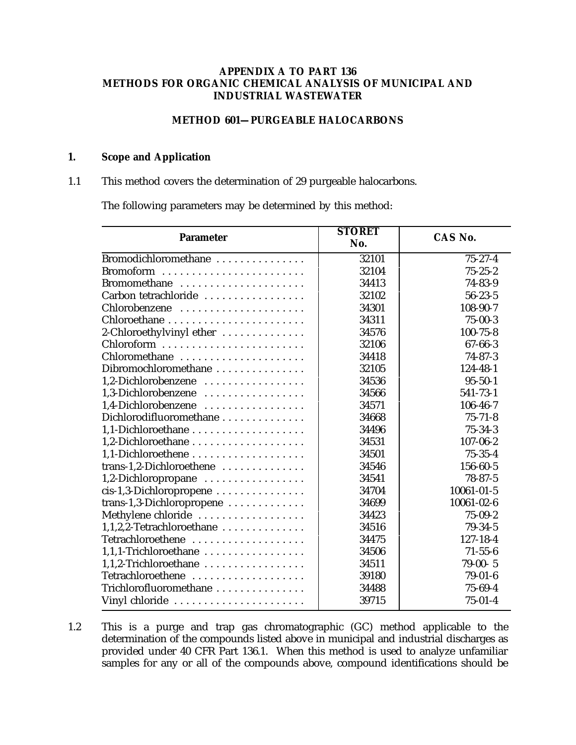## APPENDIX A TO PART 136
## METHODS FOR ORGANIC CHEMICAL ANALYSIS OF MUNICIPAL AND INDUSTRIAL WASTEWATER

### METHOD 601—PURGEABLE HALOCARBONS

**1. Scope and Application**

1.1 This method covers the determination of 29 purgeable halocarbons.

The following parameters may be determined by this method:

| Parameter | STORET No. | CAS No. |
|---|---|---|
| Bromodichloromethane | 32101 | 75-27-4 |
| Bromoform | 32104 | 75-25-2 |
| Bromomethane | 34413 | 74-83-9 |
| Carbon tetrachloride | 32102 | 56-23-5 |
| Chlorobenzene | 34301 | 108-90-7 |
| Chloroethane | 34311 | 75-00-3 |
| 2-Chloroethylvinyl ether | 34576 | 100-75-8 |
| Chloroform | 32106 | 67-66-3 |
| Chloromethane | 34418 | 74-87-3 |
| Dibromochloromethane | 32105 | 124-48-1 |
| 1,2-Dichlorobenzene | 34536 | 95-50-1 |
| 1,3-Dichlorobenzene | 34566 | 541-73-1 |
| 1,4-Dichlorobenzene | 34571 | 106-46-7 |
| Dichlorodifluoromethane | 34668 | 75-71-8 |
| 1,1-Dichloroethane | 34496 | 75-34-3 |
| 1,2-Dichloroethane | 34531 | 107-06-2 |
| 1,1-Dichloroethene | 34501 | 75-35-4 |
| trans-1,2-Dichloroethene | 34546 | 156-60-5 |
| 1,2-Dichloropropane | 34541 | 78-87-5 |
| cis-1,3-Dichloropropene | 34704 | 10061-01-5 |
| trans-1,3-Dichloropropene | 34699 | 10061-02-6 |
| Methylene chloride | 34423 | 75-09-2 |
| 1,1,2,2-Tetrachloroethane | 34516 | 79-34-5 |
| Tetrachloroethene | 34475 | 127-18-4 |
| 1,1,1-Trichloroethane | 34506 | 71-55-6 |
| 1,1,2-Trichloroethane | 34511 | 79-00- 5 |
| Tetrachloroethene | 39180 | 79-01-6 |
| Trichlorofluoromethane | 34488 | 75-69-4 |
| Vinyl chloride | 39715 | 75-01-4 |

1.2 This is a purge and trap gas chromatographic (GC) method applicable to the determination of the compounds listed above in municipal and industrial discharges as provided under 40 CFR Part 136.1. When this method is used to analyze unfamiliar samples for any or all of the compounds above, compound identifications should be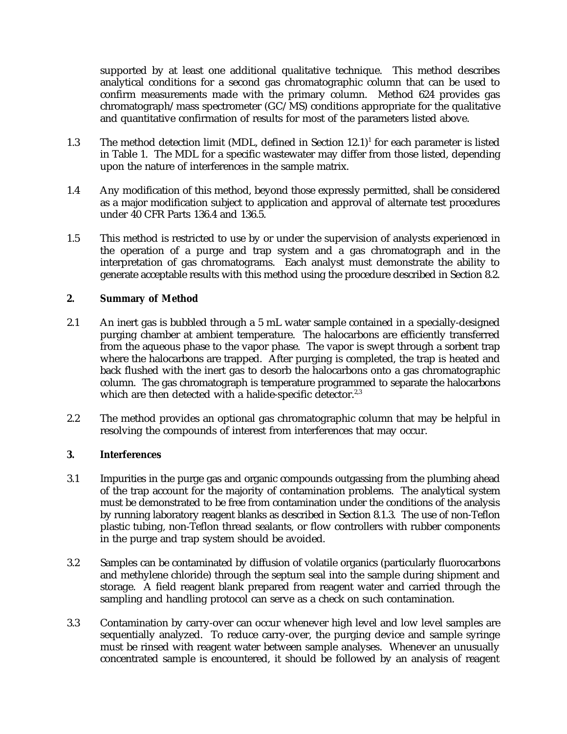supported by at least one additional qualitative technique. This method describes analytical conditions for a second gas chromatographic column that can be used to confirm measurements made with the primary column. Method 624 provides gas chromatograph/mass spectrometer (GC/MS) conditions appropriate for the qualitative and quantitative confirmation of results for most of the parameters listed above.

1.3 The method detection limit (MDL, defined in Section 12.1)[1] for each parameter is listed in Table 1. The MDL for a specific wastewater may differ from those listed, depending upon the nature of interferences in the sample matrix.

1.4 Any modification of this method, beyond those expressly permitted, shall be considered as a major modification subject to application and approval of alternate test procedures under 40 CFR Parts 136.4 and 136.5.

1.5 This method is restricted to use by or under the supervision of analysts experienced in the operation of a purge and trap system and a gas chromatograph and in the interpretation of gas chromatograms. Each analyst must demonstrate the ability to generate acceptable results with this method using the procedure described in Section 8.2.

## 2. Summary of Method

2.1 An inert gas is bubbled through a 5 mL water sample contained in a specially-designed purging chamber at ambient temperature. The halocarbons are efficiently transferred from the aqueous phase to the vapor phase. The vapor is swept through a sorbent trap where the halocarbons are trapped. After purging is completed, the trap is heated and back flushed with the inert gas to desorb the halocarbons onto a gas chromatographic column. The gas chromatograph is temperature programmed to separate the halocarbons which are then detected with a halide-specific detector.[2,3]

2.2 The method provides an optional gas chromatographic column that may be helpful in resolving the compounds of interest from interferences that may occur.

## 3. Interferences

3.1 Impurities in the purge gas and organic compounds outgassing from the plumbing ahead of the trap account for the majority of contamination problems. The analytical system must be demonstrated to be free from contamination under the conditions of the analysis by running laboratory reagent blanks as described in Section 8.1.3. The use of non-Teflon plastic tubing, non-Teflon thread sealants, or flow controllers with rubber components in the purge and trap system should be avoided.

3.2 Samples can be contaminated by diffusion of volatile organics (particularly fluorocarbons and methylene chloride) through the septum seal into the sample during shipment and storage. A field reagent blank prepared from reagent water and carried through the sampling and handling protocol can serve as a check on such contamination.

3.3 Contamination by carry-over can occur whenever high level and low level samples are sequentially analyzed. To reduce carry-over, the purging device and sample syringe must be rinsed with reagent water between sample analyses. Whenever an unusually concentrated sample is encountered, it should be followed by an analysis of reagent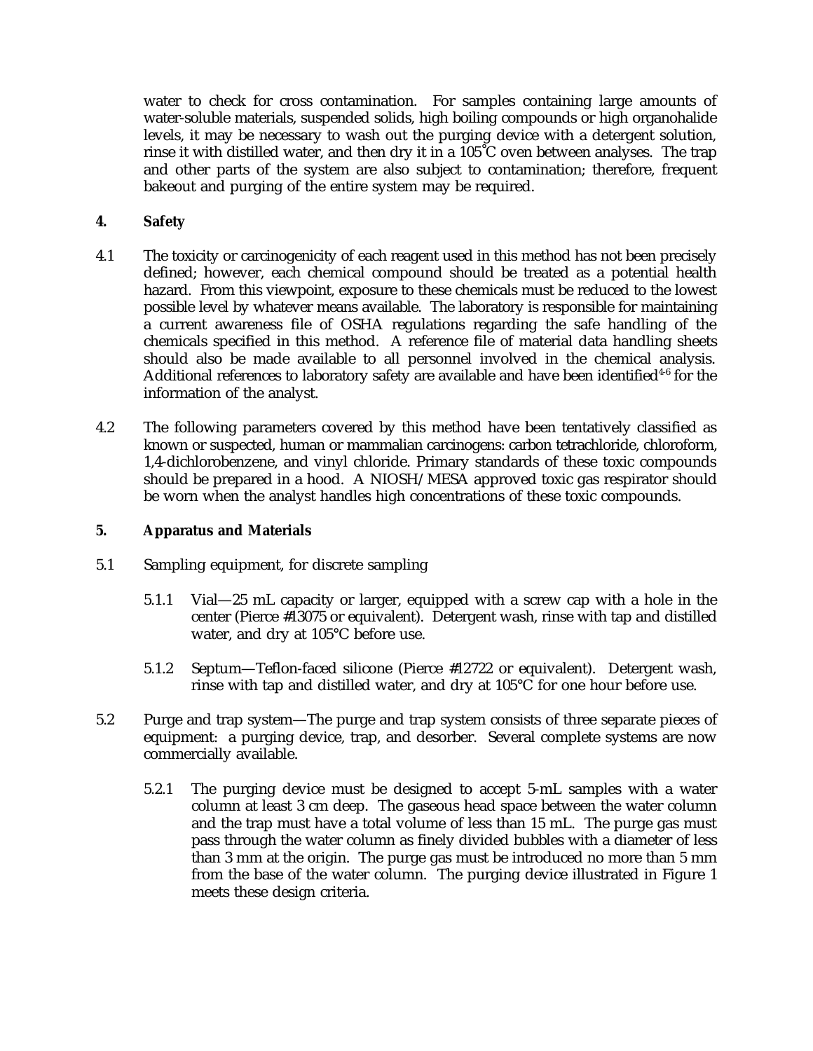water to check for cross contamination. For samples containing large amounts of water-soluble materials, suspended solids, high boiling compounds or high organohalide levels, it may be necessary to wash out the purging device with a detergent solution, rinse it with distilled water, and then dry it in a 105°C oven between analyses. The trap and other parts of the system are also subject to contamination; therefore, frequent bakeout and purging of the entire system may be required.

## 4. Safety

4.1 The toxicity or carcinogenicity of each reagent used in this method has not been precisely defined; however, each chemical compound should be treated as a potential health hazard. From this viewpoint, exposure to these chemicals must be reduced to the lowest possible level by whatever means available. The laboratory is responsible for maintaining a current awareness file of OSHA regulations regarding the safe handling of the chemicals specified in this method. A reference file of material data handling sheets should also be made available to all personnel involved in the chemical analysis. Additional references to laboratory safety are available and have been identified[4-6] for the information of the analyst.

4.2 The following parameters covered by this method have been tentatively classified as known or suspected, human or mammalian carcinogens: carbon tetrachloride, chloroform, 1,4-dichlorobenzene, and vinyl chloride. Primary standards of these toxic compounds should be prepared in a hood. A NIOSH/MESA approved toxic gas respirator should be worn when the analyst handles high concentrations of these toxic compounds.

## 5. Apparatus and Materials

5.1 Sampling equipment, for discrete sampling

5.1.1 Vial—25 mL capacity or larger, equipped with a screw cap with a hole in the center (Pierce #13075 or equivalent). Detergent wash, rinse with tap and distilled water, and dry at 105°C before use.

5.1.2 Septum—Teflon-faced silicone (Pierce #12722 or equivalent). Detergent wash, rinse with tap and distilled water, and dry at 105°C for one hour before use.

5.2 Purge and trap system—The purge and trap system consists of three separate pieces of equipment: a purging device, trap, and desorber. Several complete systems are now commercially available.

5.2.1 The purging device must be designed to accept 5-mL samples with a water column at least 3 cm deep. The gaseous head space between the water column and the trap must have a total volume of less than 15 mL. The purge gas must pass through the water column as finely divided bubbles with a diameter of less than 3 mm at the origin. The purge gas must be introduced no more than 5 mm from the base of the water column. The purging device illustrated in Figure 1 meets these design criteria.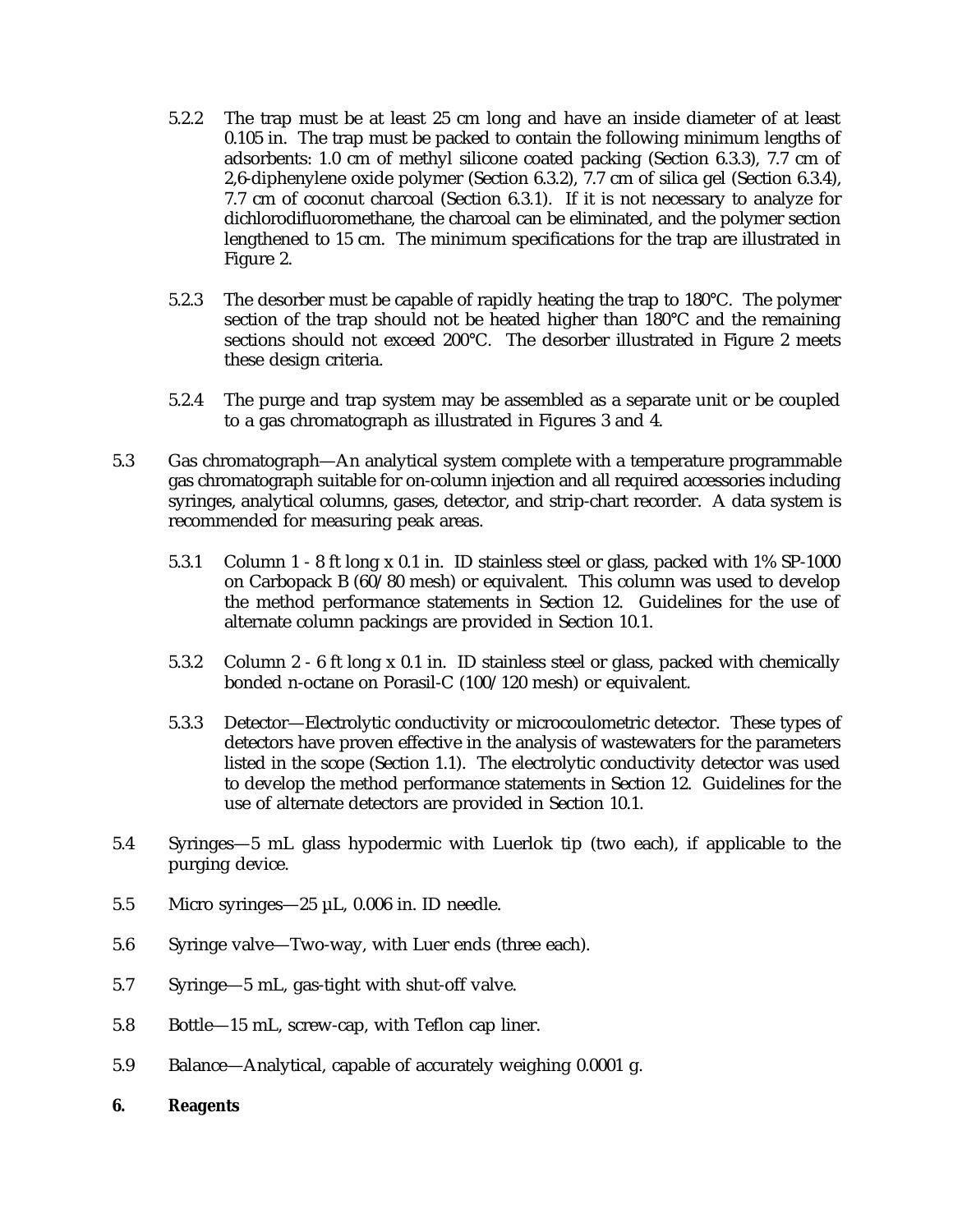5.2.2 The trap must be at least 25 cm long and have an inside diameter of at least 0.105 in. The trap must be packed to contain the following minimum lengths of adsorbents: 1.0 cm of methyl silicone coated packing (Section 6.3.3), 7.7 cm of 2,6-diphenylene oxide polymer (Section 6.3.2), 7.7 cm of silica gel (Section 6.3.4), 7.7 cm of coconut charcoal (Section 6.3.1). If it is not necessary to analyze for dichlorodifluoromethane, the charcoal can be eliminated, and the polymer section lengthened to 15 cm. The minimum specifications for the trap are illustrated in Figure 2.

5.2.3 The desorber must be capable of rapidly heating the trap to 180°C. The polymer section of the trap should not be heated higher than 180°C and the remaining sections should not exceed 200°C. The desorber illustrated in Figure 2 meets these design criteria.

5.2.4 The purge and trap system may be assembled as a separate unit or be coupled to a gas chromatograph as illustrated in Figures 3 and 4.

5.3 Gas chromatograph—An analytical system complete with a temperature programmable gas chromatograph suitable for on-column injection and all required accessories including syringes, analytical columns, gases, detector, and strip-chart recorder. A data system is recommended for measuring peak areas.

5.3.1 Column 1 - 8 ft long x 0.1 in. ID stainless steel or glass, packed with 1% SP-1000 on Carbopack B (60/80 mesh) or equivalent. This column was used to develop the method performance statements in Section 12. Guidelines for the use of alternate column packings are provided in Section 10.1.

5.3.2 Column 2 - 6 ft long x 0.1 in. ID stainless steel or glass, packed with chemically bonded n-octane on Porasil-C (100/120 mesh) or equivalent.

5.3.3 Detector—Electrolytic conductivity or microcoulometric detector. These types of detectors have proven effective in the analysis of wastewaters for the parameters listed in the scope (Section 1.1). The electrolytic conductivity detector was used to develop the method performance statements in Section 12. Guidelines for the use of alternate detectors are provided in Section 10.1.

5.4 Syringes—5 mL glass hypodermic with Luerlok tip (two each), if applicable to the purging device.

5.5 Micro syringes—25 µL, 0.006 in. ID needle.

5.6 Syringe valve—Two-way, with Luer ends (three each).

5.7 Syringe—5 mL, gas-tight with shut-off valve.

5.8 Bottle—15 mL, screw-cap, with Teflon cap liner.

5.9 Balance—Analytical, capable of accurately weighing 0.0001 g.

## 6. Reagents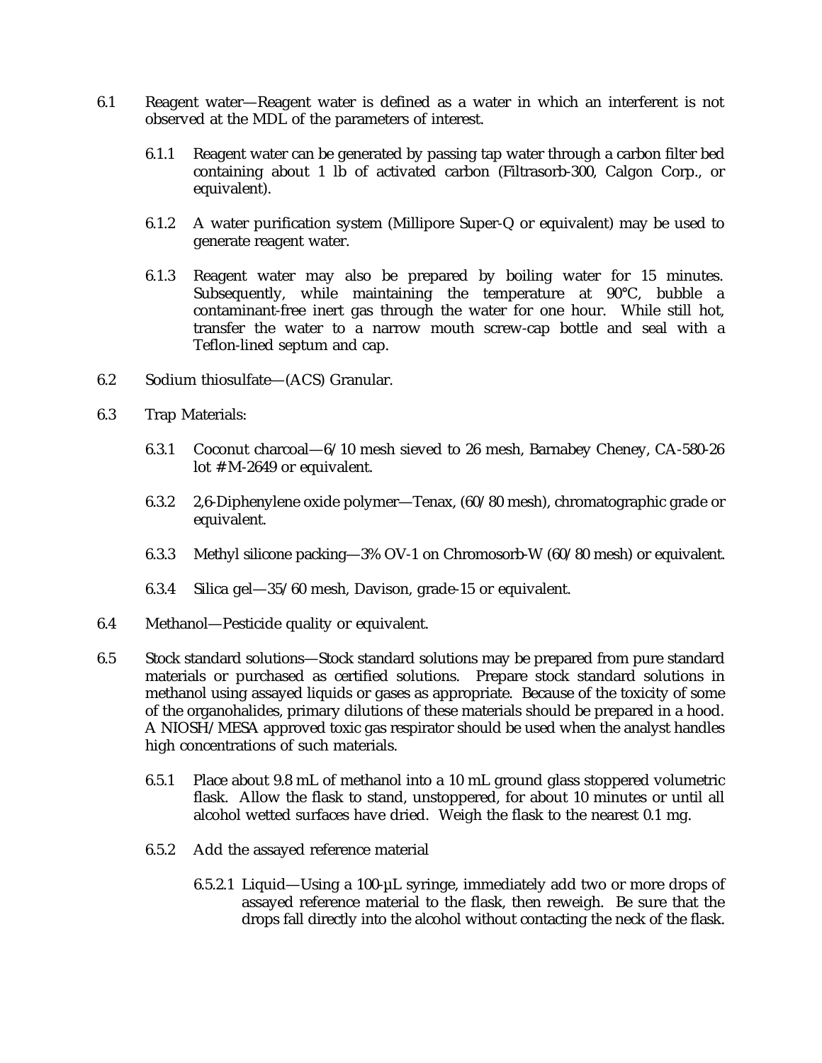6.1 Reagent water—Reagent water is defined as a water in which an interferent is not observed at the MDL of the parameters of interest.

6.1.1 Reagent water can be generated by passing tap water through a carbon filter bed containing about 1 lb of activated carbon (Filtrasorb-300, Calgon Corp., or equivalent).

6.1.2 A water purification system (Millipore Super-Q or equivalent) may be used to generate reagent water.

6.1.3 Reagent water may also be prepared by boiling water for 15 minutes. Subsequently, while maintaining the temperature at 90°C, bubble a contaminant-free inert gas through the water for one hour. While still hot, transfer the water to a narrow mouth screw-cap bottle and seal with a Teflon-lined septum and cap.

6.2 Sodium thiosulfate—(ACS) Granular.

6.3 Trap Materials:

6.3.1 Coconut charcoal—6/10 mesh sieved to 26 mesh, Barnabey Cheney, CA-580-26 lot # M-2649 or equivalent.

6.3.2 2,6-Diphenylene oxide polymer—Tenax, (60/80 mesh), chromatographic grade or equivalent.

6.3.3 Methyl silicone packing—3% OV-1 on Chromosorb-W (60/80 mesh) or equivalent.

6.3.4 Silica gel—35/60 mesh, Davison, grade-15 or equivalent.

6.4 Methanol—Pesticide quality or equivalent.

6.5 Stock standard solutions—Stock standard solutions may be prepared from pure standard materials or purchased as certified solutions. Prepare stock standard solutions in methanol using assayed liquids or gases as appropriate. Because of the toxicity of some of the organohalides, primary dilutions of these materials should be prepared in a hood. A NIOSH/MESA approved toxic gas respirator should be used when the analyst handles high concentrations of such materials.

6.5.1 Place about 9.8 mL of methanol into a 10 mL ground glass stoppered volumetric flask. Allow the flask to stand, unstoppered, for about 10 minutes or until all alcohol wetted surfaces have dried. Weigh the flask to the nearest 0.1 mg.

6.5.2 Add the assayed reference material

6.5.2.1 Liquid—Using a 100-µL syringe, immediately add two or more drops of assayed reference material to the flask, then reweigh. Be sure that the drops fall directly into the alcohol without contacting the neck of the flask.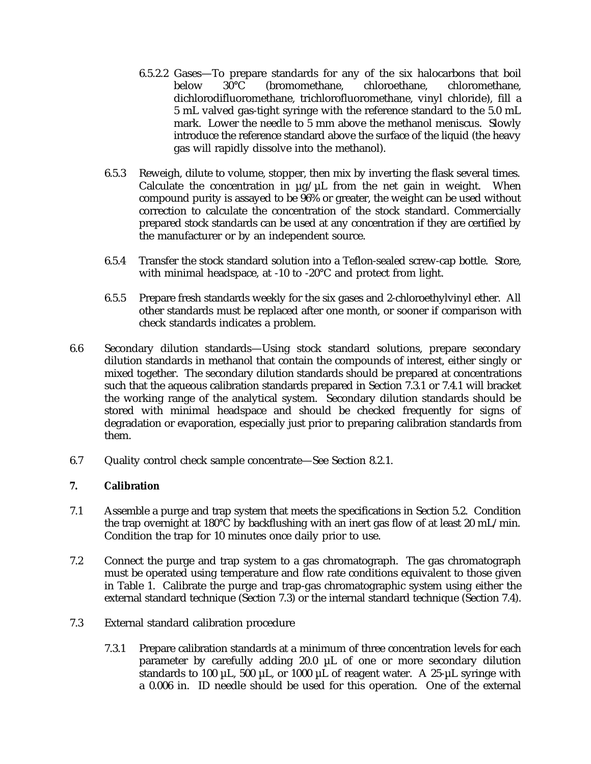6.5.2.2 Gases—To prepare standards for any of the six halocarbons that boil below 30°C (bromomethane, chloroethane, chloromethane, dichlorodifluoromethane, trichlorofluoromethane, vinyl chloride), fill a 5 mL valved gas-tight syringe with the reference standard to the 5.0 mL mark. Lower the needle to 5 mm above the methanol meniscus. Slowly introduce the reference standard above the surface of the liquid (the heavy gas will rapidly dissolve into the methanol).

6.5.3 Reweigh, dilute to volume, stopper, then mix by inverting the flask several times. Calculate the concentration in µg/µL from the net gain in weight. When compound purity is assayed to be 96% or greater, the weight can be used without correction to calculate the concentration of the stock standard. Commercially prepared stock standards can be used at any concentration if they are certified by the manufacturer or by an independent source.

6.5.4 Transfer the stock standard solution into a Teflon-sealed screw-cap bottle. Store, with minimal headspace, at -10 to -20°C and protect from light.

6.5.5 Prepare fresh standards weekly for the six gases and 2-chloroethylvinyl ether. All other standards must be replaced after one month, or sooner if comparison with check standards indicates a problem.

6.6 Secondary dilution standards—Using stock standard solutions, prepare secondary dilution standards in methanol that contain the compounds of interest, either singly or mixed together. The secondary dilution standards should be prepared at concentrations such that the aqueous calibration standards prepared in Section 7.3.1 or 7.4.1 will bracket the working range of the analytical system. Secondary dilution standards should be stored with minimal headspace and should be checked frequently for signs of degradation or evaporation, especially just prior to preparing calibration standards from them.

6.7 Quality control check sample concentrate—See Section 8.2.1.

## 7. Calibration

7.1 Assemble a purge and trap system that meets the specifications in Section 5.2. Condition the trap overnight at 180°C by backflushing with an inert gas flow of at least 20 mL/min. Condition the trap for 10 minutes once daily prior to use.

7.2 Connect the purge and trap system to a gas chromatograph. The gas chromatograph must be operated using temperature and flow rate conditions equivalent to those given in Table 1. Calibrate the purge and trap-gas chromatographic system using either the external standard technique (Section 7.3) or the internal standard technique (Section 7.4).

7.3 External standard calibration procedure

7.3.1 Prepare calibration standards at a minimum of three concentration levels for each parameter by carefully adding 20.0 µL of one or more secondary dilution standards to 100 µL, 500 µL, or 1000 µL of reagent water. A 25-µL syringe with a 0.006 in. ID needle should be used for this operation. One of the external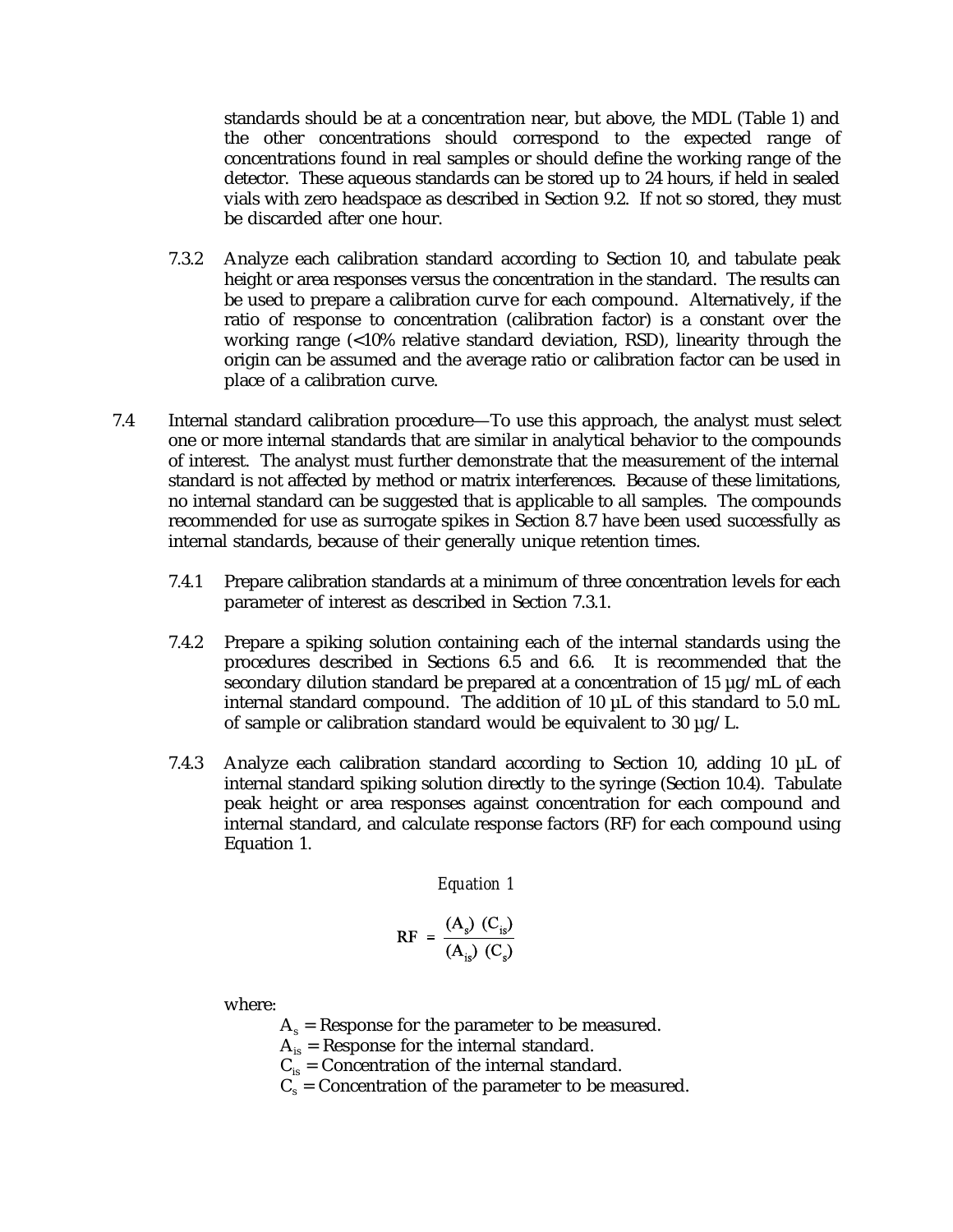standards should be at a concentration near, but above, the MDL (Table 1) and the other concentrations should correspond to the expected range of concentrations found in real samples or should define the working range of the detector. These aqueous standards can be stored up to 24 hours, if held in sealed vials with zero headspace as described in Section 9.2. If not so stored, they must be discarded after one hour.

7.3.2 Analyze each calibration standard according to Section 10, and tabulate peak height or area responses versus the concentration in the standard. The results can be used to prepare a calibration curve for each compound. Alternatively, if the ratio of response to concentration (calibration factor) is a constant over the working range (<10% relative standard deviation, RSD), linearity through the origin can be assumed and the average ratio or calibration factor can be used in place of a calibration curve.

7.4 Internal standard calibration procedure—To use this approach, the analyst must select one or more internal standards that are similar in analytical behavior to the compounds of interest. The analyst must further demonstrate that the measurement of the internal standard is not affected by method or matrix interferences. Because of these limitations, no internal standard can be suggested that is applicable to all samples. The compounds recommended for use as surrogate spikes in Section 8.7 have been used successfully as internal standards, because of their generally unique retention times.

7.4.1 Prepare calibration standards at a minimum of three concentration levels for each parameter of interest as described in Section 7.3.1.

7.4.2 Prepare a spiking solution containing each of the internal standards using the procedures described in Sections 6.5 and 6.6. It is recommended that the secondary dilution standard be prepared at a concentration of 15 µg/mL of each internal standard compound. The addition of 10 µL of this standard to 5.0 mL of sample or calibration standard would be equivalent to 30 µg/L.

7.4.3 Analyze each calibration standard according to Section 10, adding 10 µL of internal standard spiking solution directly to the syringe (Section 10.4). Tabulate peak height or area responses against concentration for each compound and internal standard, and calculate response factors (RF) for each compound using Equation 1.

*Equation 1*

$$RF = \frac{(A_s)\ (C_{is})}{(A_{is})\ (C_s)}$$

where:

$A_s$ = Response for the parameter to be measured.
$A_{is}$ = Response for the internal standard.
$C_{is}$ = Concentration of the internal standard.
$C_s$ = Concentration of the parameter to be measured.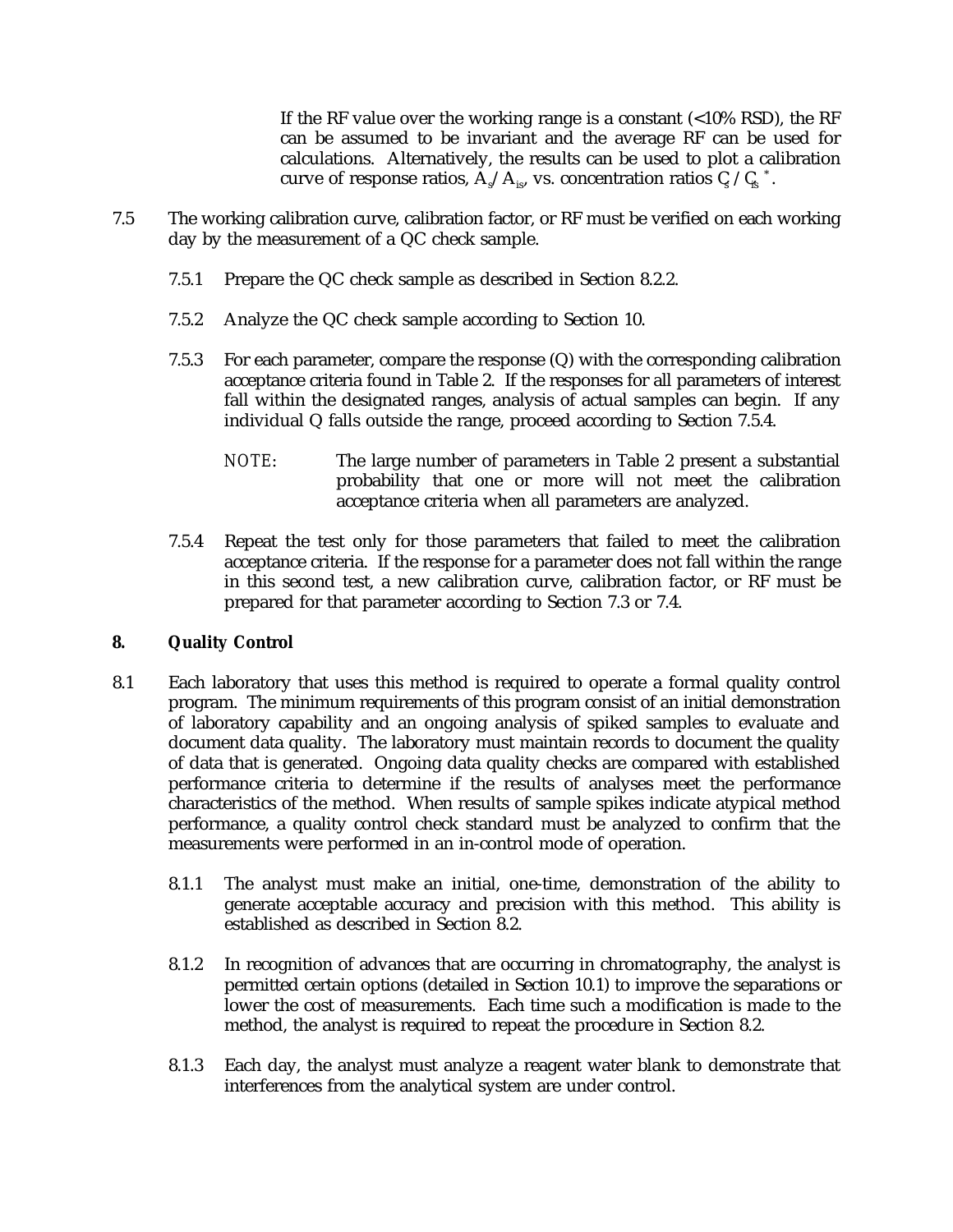If the RF value over the working range is a constant (<10% RSD), the RF can be assumed to be invariant and the average RF can be used for calculations. Alternatively, the results can be used to plot a calibration curve of response ratios, $A_s/A_{is}$, vs. concentration ratios $C_s / C_{is}^*$.

7.5 The working calibration curve, calibration factor, or RF must be verified on each working day by the measurement of a QC check sample.

7.5.1 Prepare the QC check sample as described in Section 8.2.2.

7.5.2 Analyze the QC check sample according to Section 10.

7.5.3 For each parameter, compare the response (Q) with the corresponding calibration acceptance criteria found in Table 2. If the responses for all parameters of interest fall within the designated ranges, analysis of actual samples can begin. If any individual Q falls outside the range, proceed according to Section 7.5.4.

NOTE: The large number of parameters in Table 2 present a substantial probability that one or more will not meet the calibration acceptance criteria when all parameters are analyzed.

7.5.4 Repeat the test only for those parameters that failed to meet the calibration acceptance criteria. If the response for a parameter does not fall within the range in this second test, a new calibration curve, calibration factor, or RF must be prepared for that parameter according to Section 7.3 or 7.4.

## 8. Quality Control

8.1 Each laboratory that uses this method is required to operate a formal quality control program. The minimum requirements of this program consist of an initial demonstration of laboratory capability and an ongoing analysis of spiked samples to evaluate and document data quality. The laboratory must maintain records to document the quality of data that is generated. Ongoing data quality checks are compared with established performance criteria to determine if the results of analyses meet the performance characteristics of the method. When results of sample spikes indicate atypical method performance, a quality control check standard must be analyzed to confirm that the measurements were performed in an in-control mode of operation.

8.1.1 The analyst must make an initial, one-time, demonstration of the ability to generate acceptable accuracy and precision with this method. This ability is established as described in Section 8.2.

8.1.2 In recognition of advances that are occurring in chromatography, the analyst is permitted certain options (detailed in Section 10.1) to improve the separations or lower the cost of measurements. Each time such a modification is made to the method, the analyst is required to repeat the procedure in Section 8.2.

8.1.3 Each day, the analyst must analyze a reagent water blank to demonstrate that interferences from the analytical system are under control.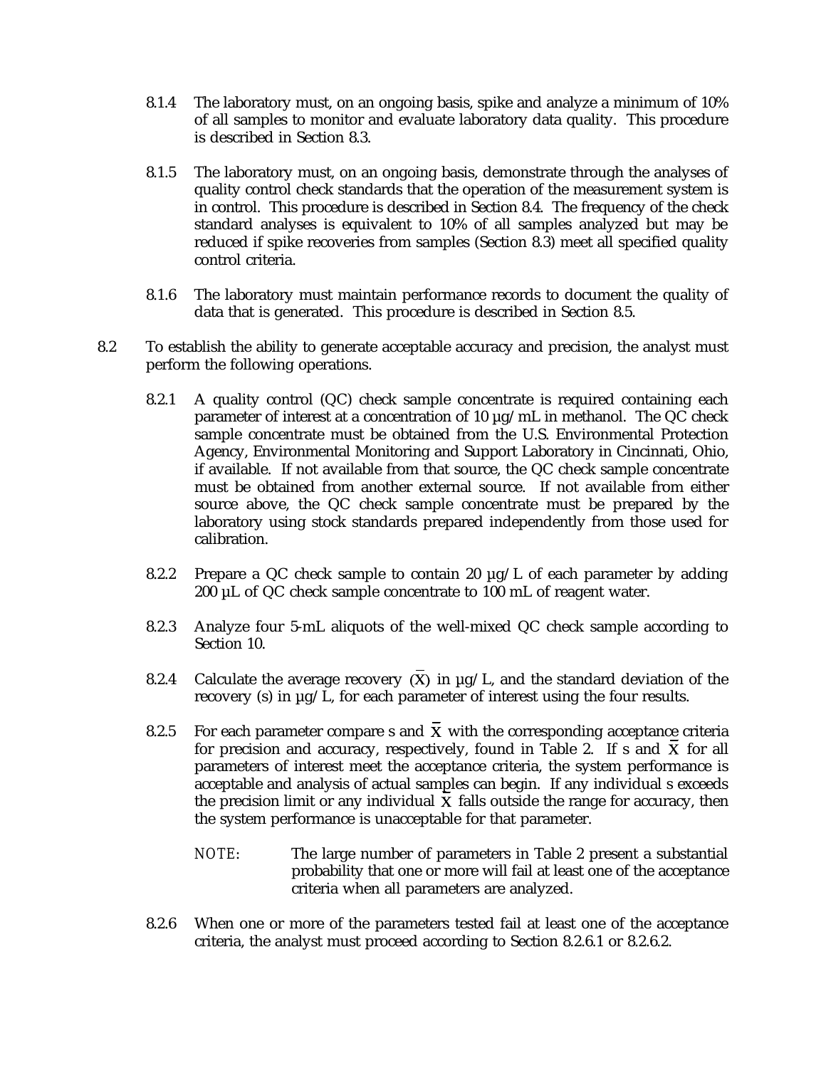8.1.4 The laboratory must, on an ongoing basis, spike and analyze a minimum of 10% of all samples to monitor and evaluate laboratory data quality. This procedure is described in Section 8.3.

8.1.5 The laboratory must, on an ongoing basis, demonstrate through the analyses of quality control check standards that the operation of the measurement system is in control. This procedure is described in Section 8.4. The frequency of the check standard analyses is equivalent to 10% of all samples analyzed but may be reduced if spike recoveries from samples (Section 8.3) meet all specified quality control criteria.

8.1.6 The laboratory must maintain performance records to document the quality of data that is generated. This procedure is described in Section 8.5.

8.2 To establish the ability to generate acceptable accuracy and precision, the analyst must perform the following operations.

8.2.1 A quality control (QC) check sample concentrate is required containing each parameter of interest at a concentration of 10 µg/mL in methanol. The QC check sample concentrate must be obtained from the U.S. Environmental Protection Agency, Environmental Monitoring and Support Laboratory in Cincinnati, Ohio, if available. If not available from that source, the QC check sample concentrate must be obtained from another external source. If not available from either source above, the QC check sample concentrate must be prepared by the laboratory using stock standards prepared independently from those used for calibration.

8.2.2 Prepare a QC check sample to contain 20 µg/L of each parameter by adding 200 µL of QC check sample concentrate to 100 mL of reagent water.

8.2.3 Analyze four 5-mL aliquots of the well-mixed QC check sample according to Section 10.

8.2.4 Calculate the average recovery ($\bar{X}$) in µg/L, and the standard deviation of the recovery (s) in µg/L, for each parameter of interest using the four results.

8.2.5 For each parameter compare s and $\bar{X}$ with the corresponding acceptance criteria for precision and accuracy, respectively, found in Table 2. If s and $\bar{X}$ for all parameters of interest meet the acceptance criteria, the system performance is acceptable and analysis of actual samples can begin. If any individual s exceeds the precision limit or any individual $\bar{X}$ falls outside the range for accuracy, then the system performance is unacceptable for that parameter.

NOTE: The large number of parameters in Table 2 present a substantial probability that one or more will fail at least one of the acceptance criteria when all parameters are analyzed.

8.2.6 When one or more of the parameters tested fail at least one of the acceptance criteria, the analyst must proceed according to Section 8.2.6.1 or 8.2.6.2.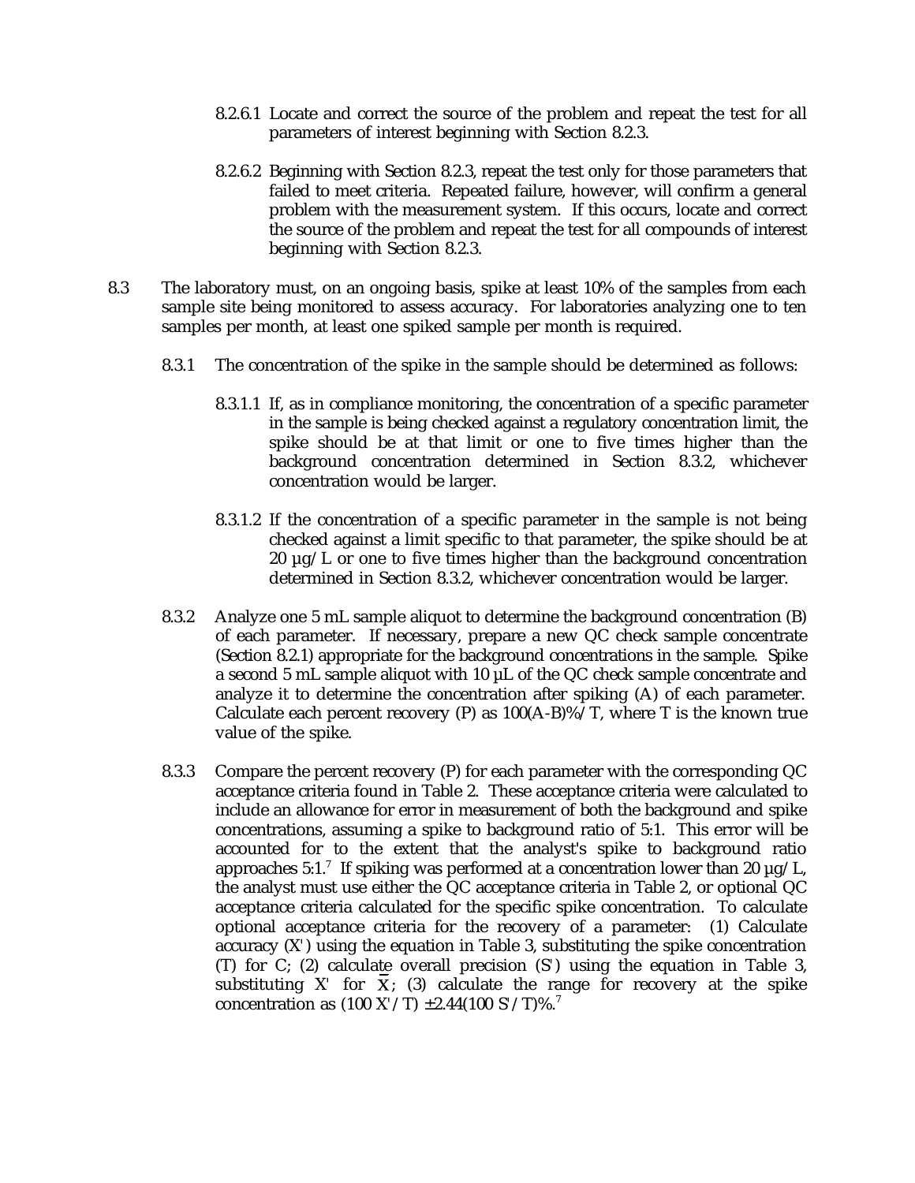8.2.6.1 Locate and correct the source of the problem and repeat the test for all parameters of interest beginning with Section 8.2.3.

8.2.6.2 Beginning with Section 8.2.3, repeat the test only for those parameters that failed to meet criteria. Repeated failure, however, will confirm a general problem with the measurement system. If this occurs, locate and correct the source of the problem and repeat the test for all compounds of interest beginning with Section 8.2.3.

8.3 The laboratory must, on an ongoing basis, spike at least 10% of the samples from each sample site being monitored to assess accuracy. For laboratories analyzing one to ten samples per month, at least one spiked sample per month is required.

8.3.1 The concentration of the spike in the sample should be determined as follows:

8.3.1.1 If, as in compliance monitoring, the concentration of a specific parameter in the sample is being checked against a regulatory concentration limit, the spike should be at that limit or one to five times higher than the background concentration determined in Section 8.3.2, whichever concentration would be larger.

8.3.1.2 If the concentration of a specific parameter in the sample is not being checked against a limit specific to that parameter, the spike should be at 20 µg/L or one to five times higher than the background concentration determined in Section 8.3.2, whichever concentration would be larger.

8.3.2 Analyze one 5 mL sample aliquot to determine the background concentration (B) of each parameter. If necessary, prepare a new QC check sample concentrate (Section 8.2.1) appropriate for the background concentrations in the sample. Spike a second 5 mL sample aliquot with 10 µL of the QC check sample concentrate and analyze it to determine the concentration after spiking (A) of each parameter. Calculate each percent recovery (P) as 100(A-B)%/T, where T is the known true value of the spike.

8.3.3 Compare the percent recovery (P) for each parameter with the corresponding QC acceptance criteria found in Table 2. These acceptance criteria were calculated to include an allowance for error in measurement of both the background and spike concentrations, assuming a spike to background ratio of 5:1. This error will be accounted for to the extent that the analyst's spike to background ratio approaches 5:1.[7] If spiking was performed at a concentration lower than 20 µg/L, the analyst must use either the QC acceptance criteria in Table 2, or optional QC acceptance criteria calculated for the specific spike concentration. To calculate optional acceptance criteria for the recovery of a parameter: (1) Calculate accuracy (X') using the equation in Table 3, substituting the spike concentration (T) for C; (2) calculate overall precision (S') using the equation in Table 3, substituting X' for $\bar{X}$; (3) calculate the range for recovery at the spike concentration as (100 X'/T) ±2.44(100 S'/T)%.[7]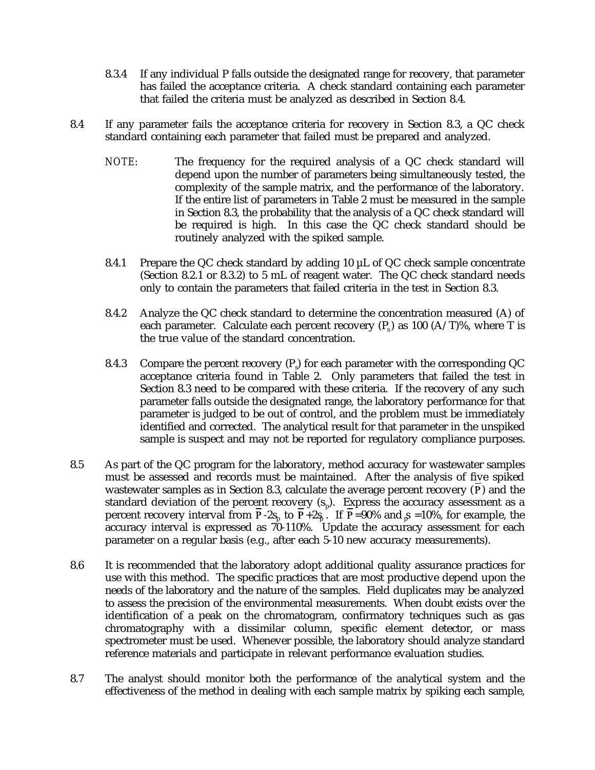8.3.4 If any individual P falls outside the designated range for recovery, that parameter has failed the acceptance criteria. A check standard containing each parameter that failed the criteria must be analyzed as described in Section 8.4.

8.4 If any parameter fails the acceptance criteria for recovery in Section 8.3, a QC check standard containing each parameter that failed must be prepared and analyzed.

NOTE: The frequency for the required analysis of a QC check standard will depend upon the number of parameters being simultaneously tested, the complexity of the sample matrix, and the performance of the laboratory. If the entire list of parameters in Table 2 must be measured in the sample in Section 8.3, the probability that the analysis of a QC check standard will be required is high. In this case the QC check standard should be routinely analyzed with the spiked sample.

8.4.1 Prepare the QC check standard by adding 10 µL of QC check sample concentrate (Section 8.2.1 or 8.3.2) to 5 mL of reagent water. The QC check standard needs only to contain the parameters that failed criteria in the test in Section 8.3.

8.4.2 Analyze the QC check standard to determine the concentration measured (A) of each parameter. Calculate each percent recovery ($P_s$) as 100 (A/T)%, where T is the true value of the standard concentration.

8.4.3 Compare the percent recovery ($P_s$) for each parameter with the corresponding QC acceptance criteria found in Table 2. Only parameters that failed the test in Section 8.3 need to be compared with these criteria. If the recovery of any such parameter falls outside the designated range, the laboratory performance for that parameter is judged to be out of control, and the problem must be immediately identified and corrected. The analytical result for that parameter in the unspiked sample is suspect and may not be reported for regulatory compliance purposes.

8.5 As part of the QC program for the laboratory, method accuracy for wastewater samples must be assessed and records must be maintained. After the analysis of five spiked wastewater samples as in Section 8.3, calculate the average percent recovery ($\bar{P}$) and the standard deviation of the percent recovery ($s_p$). Express the accuracy assessment as a percent recovery interval from $\bar{P}-2s_p$ to $\bar{P}+2s_p$. If $\bar{P}$=90% and $s_p$=10%, for example, the accuracy interval is expressed as 70-110%. Update the accuracy assessment for each parameter on a regular basis (e.g., after each 5-10 new accuracy measurements).

8.6 It is recommended that the laboratory adopt additional quality assurance practices for use with this method. The specific practices that are most productive depend upon the needs of the laboratory and the nature of the samples. Field duplicates may be analyzed to assess the precision of the environmental measurements. When doubt exists over the identification of a peak on the chromatogram, confirmatory techniques such as gas chromatography with a dissimilar column, specific element detector, or mass spectrometer must be used. Whenever possible, the laboratory should analyze standard reference materials and participate in relevant performance evaluation studies.

8.7 The analyst should monitor both the performance of the analytical system and the effectiveness of the method in dealing with each sample matrix by spiking each sample,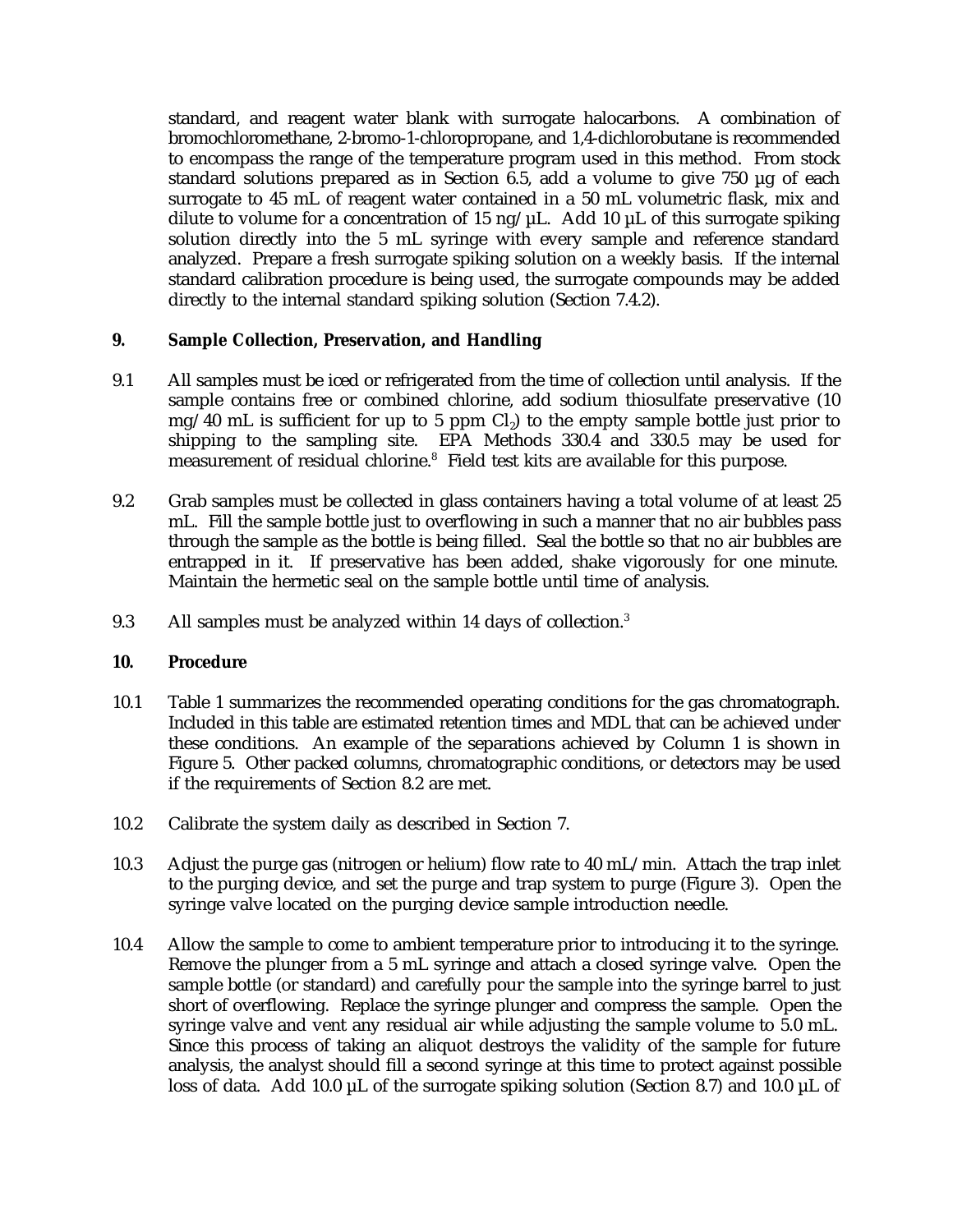standard, and reagent water blank with surrogate halocarbons. A combination of bromochloromethane, 2-bromo-1-chloropropane, and 1,4-dichlorobutane is recommended to encompass the range of the temperature program used in this method. From stock standard solutions prepared as in Section 6.5, add a volume to give 750 µg of each surrogate to 45 mL of reagent water contained in a 50 mL volumetric flask, mix and dilute to volume for a concentration of 15 ng/µL. Add 10 µL of this surrogate spiking solution directly into the 5 mL syringe with every sample and reference standard analyzed. Prepare a fresh surrogate spiking solution on a weekly basis. If the internal standard calibration procedure is being used, the surrogate compounds may be added directly to the internal standard spiking solution (Section 7.4.2).

## 9. Sample Collection, Preservation, and Handling

9.1 All samples must be iced or refrigerated from the time of collection until analysis. If the sample contains free or combined chlorine, add sodium thiosulfate preservative (10 mg/40 mL is sufficient for up to 5 ppm $Cl_2$) to the empty sample bottle just prior to shipping to the sampling site. EPA Methods 330.4 and 330.5 may be used for measurement of residual chlorine.[8] Field test kits are available for this purpose.

9.2 Grab samples must be collected in glass containers having a total volume of at least 25 mL. Fill the sample bottle just to overflowing in such a manner that no air bubbles pass through the sample as the bottle is being filled. Seal the bottle so that no air bubbles are entrapped in it. If preservative has been added, shake vigorously for one minute. Maintain the hermetic seal on the sample bottle until time of analysis.

9.3 All samples must be analyzed within 14 days of collection.[3]

## 10. Procedure

10.1 Table 1 summarizes the recommended operating conditions for the gas chromatograph. Included in this table are estimated retention times and MDL that can be achieved under these conditions. An example of the separations achieved by Column 1 is shown in Figure 5. Other packed columns, chromatographic conditions, or detectors may be used if the requirements of Section 8.2 are met.

10.2 Calibrate the system daily as described in Section 7.

10.3 Adjust the purge gas (nitrogen or helium) flow rate to 40 mL/min. Attach the trap inlet to the purging device, and set the purge and trap system to purge (Figure 3). Open the syringe valve located on the purging device sample introduction needle.

10.4 Allow the sample to come to ambient temperature prior to introducing it to the syringe. Remove the plunger from a 5 mL syringe and attach a closed syringe valve. Open the sample bottle (or standard) and carefully pour the sample into the syringe barrel to just short of overflowing. Replace the syringe plunger and compress the sample. Open the syringe valve and vent any residual air while adjusting the sample volume to 5.0 mL. Since this process of taking an aliquot destroys the validity of the sample for future analysis, the analyst should fill a second syringe at this time to protect against possible loss of data. Add 10.0 µL of the surrogate spiking solution (Section 8.7) and 10.0 µL of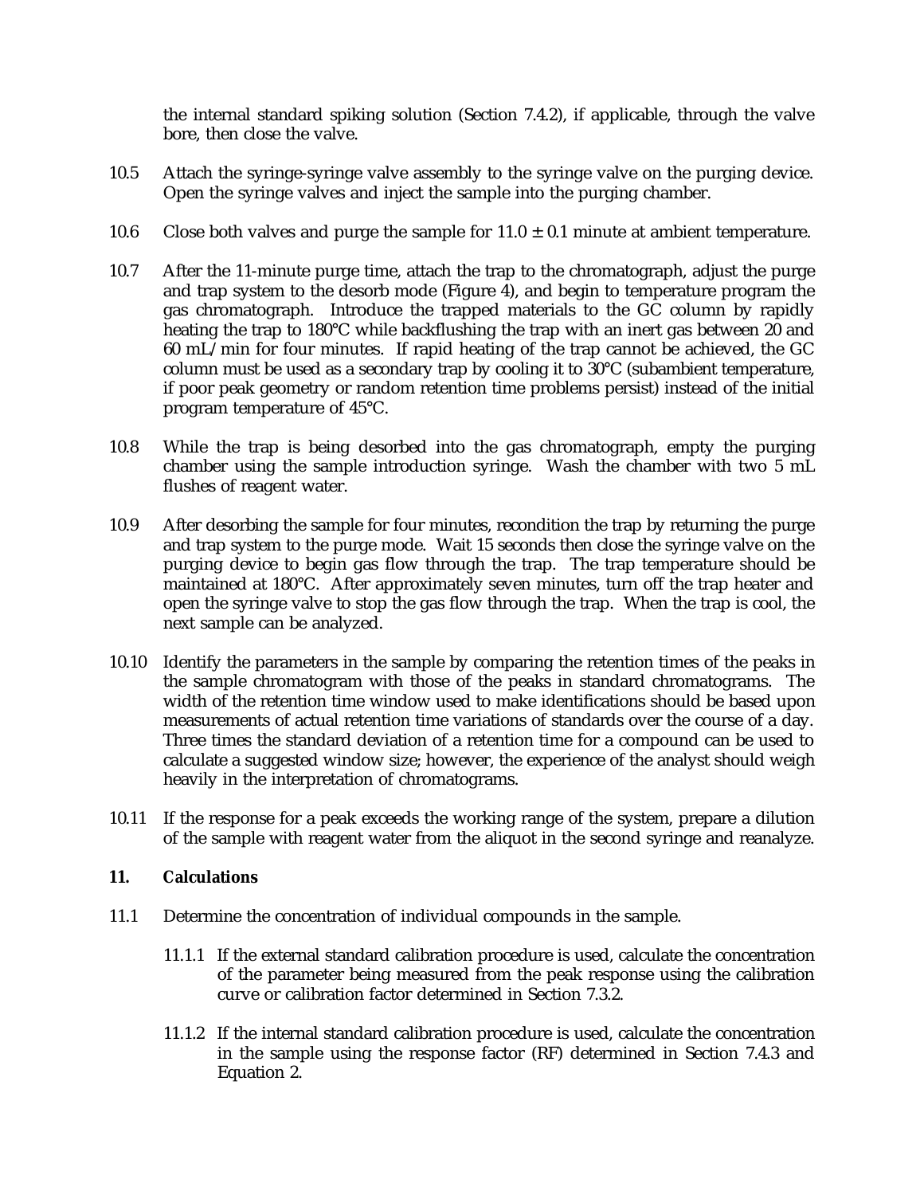the internal standard spiking solution (Section 7.4.2), if applicable, through the valve bore, then close the valve.

10.5 Attach the syringe-syringe valve assembly to the syringe valve on the purging device. Open the syringe valves and inject the sample into the purging chamber.

10.6 Close both valves and purge the sample for 11.0 ± 0.1 minute at ambient temperature.

10.7 After the 11-minute purge time, attach the trap to the chromatograph, adjust the purge and trap system to the desorb mode (Figure 4), and begin to temperature program the gas chromatograph. Introduce the trapped materials to the GC column by rapidly heating the trap to 180°C while backflushing the trap with an inert gas between 20 and 60 mL/min for four minutes. If rapid heating of the trap cannot be achieved, the GC column must be used as a secondary trap by cooling it to 30°C (subambient temperature, if poor peak geometry or random retention time problems persist) instead of the initial program temperature of 45°C.

10.8 While the trap is being desorbed into the gas chromatograph, empty the purging chamber using the sample introduction syringe. Wash the chamber with two 5 mL flushes of reagent water.

10.9 After desorbing the sample for four minutes, recondition the trap by returning the purge and trap system to the purge mode. Wait 15 seconds then close the syringe valve on the purging device to begin gas flow through the trap. The trap temperature should be maintained at 180°C. After approximately seven minutes, turn off the trap heater and open the syringe valve to stop the gas flow through the trap. When the trap is cool, the next sample can be analyzed.

10.10 Identify the parameters in the sample by comparing the retention times of the peaks in the sample chromatogram with those of the peaks in standard chromatograms. The width of the retention time window used to make identifications should be based upon measurements of actual retention time variations of standards over the course of a day. Three times the standard deviation of a retention time for a compound can be used to calculate a suggested window size; however, the experience of the analyst should weigh heavily in the interpretation of chromatograms.

10.11 If the response for a peak exceeds the working range of the system, prepare a dilution of the sample with reagent water from the aliquot in the second syringe and reanalyze.

## 11. Calculations

11.1 Determine the concentration of individual compounds in the sample.

11.1.1 If the external standard calibration procedure is used, calculate the concentration of the parameter being measured from the peak response using the calibration curve or calibration factor determined in Section 7.3.2.

11.1.2 If the internal standard calibration procedure is used, calculate the concentration in the sample using the response factor (RF) determined in Section 7.4.3 and Equation 2.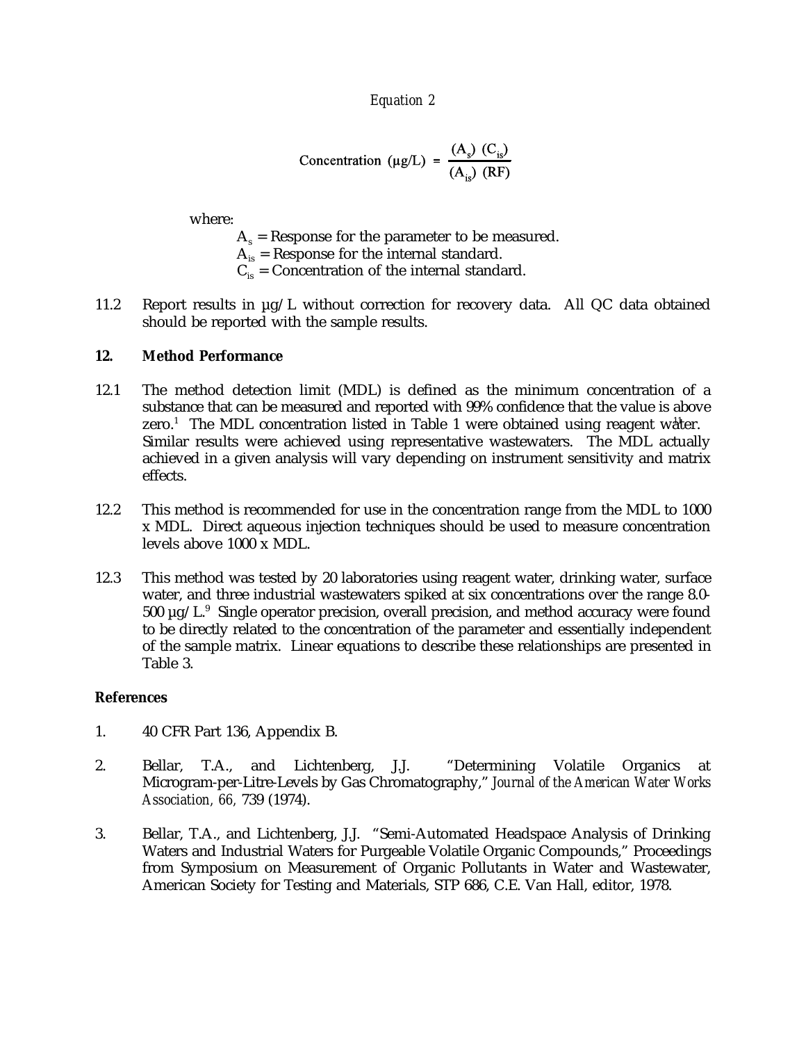*Equation 2*

$$\text{Concentration } (\mu g/L) = \frac{(A_s)\ (C_{is})}{(A_{is})\ (RF)}$$

where:

$A_s$ = Response for the parameter to be measured.
$A_{is}$ = Response for the internal standard.
$C_{is}$ = Concentration of the internal standard.

11.2 Report results in µg/L without correction for recovery data. All QC data obtained should be reported with the sample results.

## 12. Method Performance

12.1 The method detection limit (MDL) is defined as the minimum concentration of a substance that can be measured and reported with 99% confidence that the value is above zero.[1] The MDL concentration listed in Table 1 were obtained using reagent water.[11] Similar results were achieved using representative wastewaters. The MDL actually achieved in a given analysis will vary depending on instrument sensitivity and matrix effects.

12.2 This method is recommended for use in the concentration range from the MDL to 1000 x MDL. Direct aqueous injection techniques should be used to measure concentration levels above 1000 x MDL.

12.3 This method was tested by 20 laboratories using reagent water, drinking water, surface water, and three industrial wastewaters spiked at six concentrations over the range 8.0-500 µg/L.[9] Single operator precision, overall precision, and method accuracy were found to be directly related to the concentration of the parameter and essentially independent of the sample matrix. Linear equations to describe these relationships are presented in Table 3.

## References

1. 40 CFR Part 136, Appendix B.

2. Bellar, T.A., and Lichtenberg, J.J. "Determining Volatile Organics at Microgram-per-Litre-Levels by Gas Chromatography," *Journal of the American Water Works Association, 66,* 739 (1974).

3. Bellar, T.A., and Lichtenberg, J.J. "Semi-Automated Headspace Analysis of Drinking Waters and Industrial Waters for Purgeable Volatile Organic Compounds," Proceedings from Symposium on Measurement of Organic Pollutants in Water and Wastewater, American Society for Testing and Materials, STP 686, C.E. Van Hall, editor, 1978.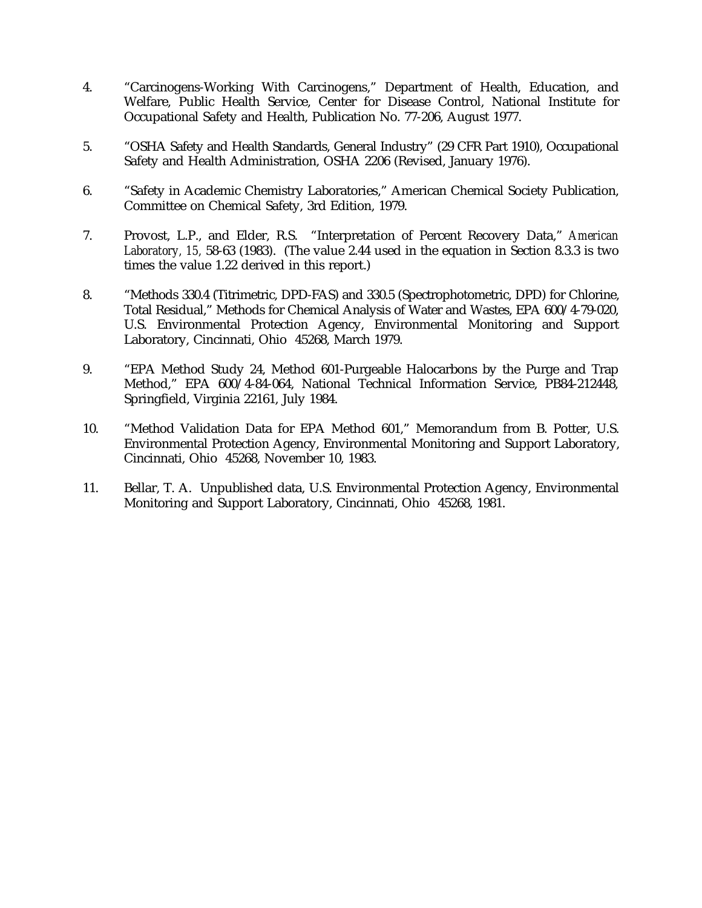4. "Carcinogens-Working With Carcinogens," Department of Health, Education, and Welfare, Public Health Service, Center for Disease Control, National Institute for Occupational Safety and Health, Publication No. 77-206, August 1977.

5. "OSHA Safety and Health Standards, General Industry" (29 CFR Part 1910), Occupational Safety and Health Administration, OSHA 2206 (Revised, January 1976).

6. "Safety in Academic Chemistry Laboratories," American Chemical Society Publication, Committee on Chemical Safety, 3rd Edition, 1979.

7. Provost, L.P., and Elder, R.S. "Interpretation of Percent Recovery Data," *American Laboratory*, *15*, 58-63 (1983). (The value 2.44 used in the equation in Section 8.3.3 is two times the value 1.22 derived in this report.)

8. "Methods 330.4 (Titrimetric, DPD-FAS) and 330.5 (Spectrophotometric, DPD) for Chlorine, Total Residual," Methods for Chemical Analysis of Water and Wastes, EPA 600/4-79-020, U.S. Environmental Protection Agency, Environmental Monitoring and Support Laboratory, Cincinnati, Ohio 45268, March 1979.

9. "EPA Method Study 24, Method 601-Purgeable Halocarbons by the Purge and Trap Method," EPA 600/4-84-064, National Technical Information Service, PB84-212448, Springfield, Virginia 22161, July 1984.

10. "Method Validation Data for EPA Method 601," Memorandum from B. Potter, U.S. Environmental Protection Agency, Environmental Monitoring and Support Laboratory, Cincinnati, Ohio 45268, November 10, 1983.

11. Bellar, T. A. Unpublished data, U.S. Environmental Protection Agency, Environmental Monitoring and Support Laboratory, Cincinnati, Ohio 45268, 1981.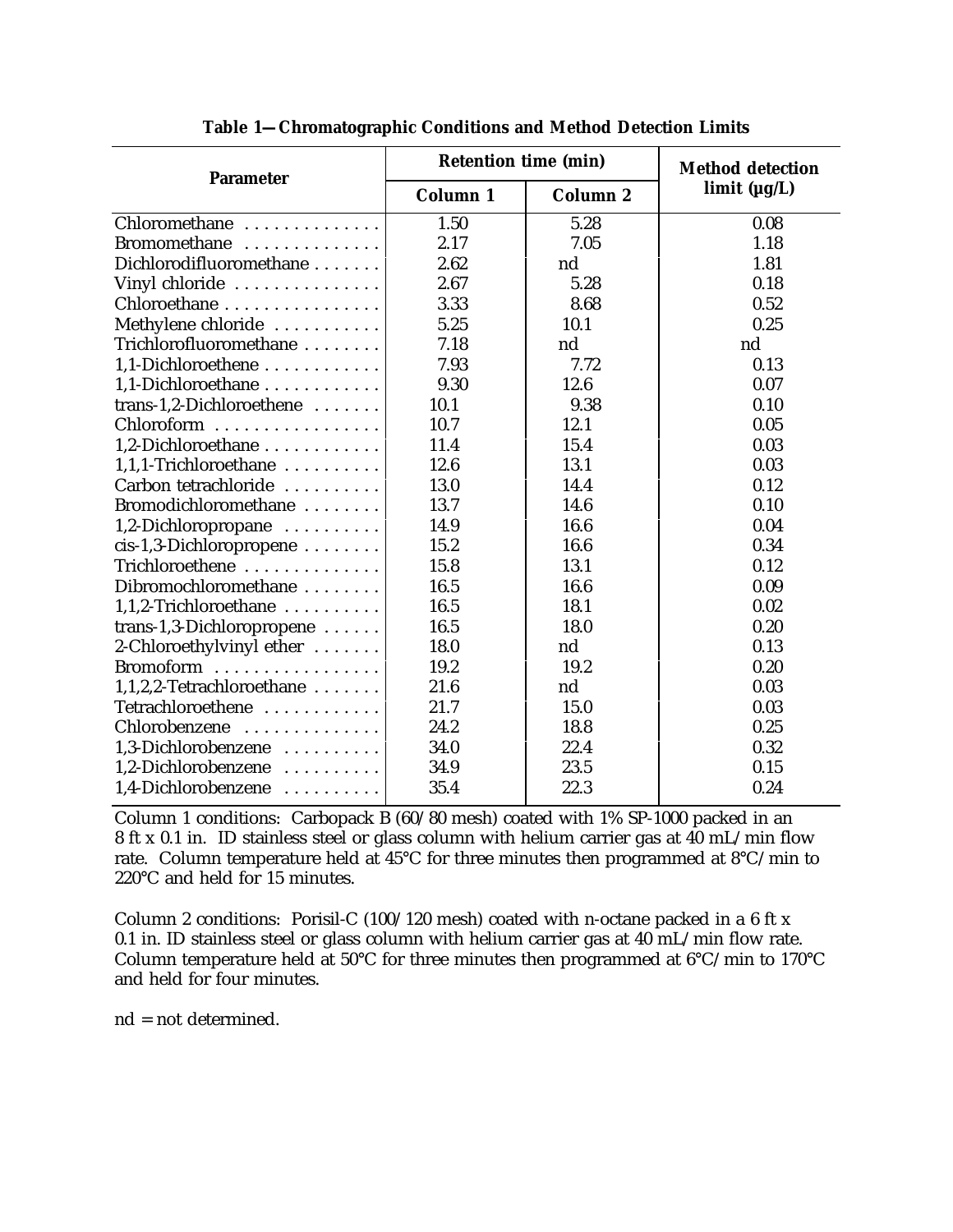**Table 1—Chromatographic Conditions and Method Detection Limits**

| Parameter | Retention time (min) | | Method detection limit (µg/L) |
|---|---|---|---|
| | Column 1 | Column 2 | |
| Chloromethane | 1.50 | 5.28 | 0.08 |
| Bromomethane | 2.17 | 7.05 | 1.18 |
| Dichlorodifluoromethane | 2.62 | nd | 1.81 |
| Vinyl chloride | 2.67 | 5.28 | 0.18 |
| Chloroethane | 3.33 | 8.68 | 0.52 |
| Methylene chloride | 5.25 | 10.1 | 0.25 |
| Trichlorofluoromethane | 7.18 | nd | nd |
| 1,1-Dichloroethene | 7.93 | 7.72 | 0.13 |
| 1,1-Dichloroethane | 9.30 | 12.6 | 0.07 |
| trans-1,2-Dichloroethene | 10.1 | 9.38 | 0.10 |
| Chloroform | 10.7 | 12.1 | 0.05 |
| 1,2-Dichloroethane | 11.4 | 15.4 | 0.03 |
| 1,1,1-Trichloroethane | 12.6 | 13.1 | 0.03 |
| Carbon tetrachloride | 13.0 | 14.4 | 0.12 |
| Bromodichloromethane | 13.7 | 14.6 | 0.10 |
| 1,2-Dichloropropane | 14.9 | 16.6 | 0.04 |
| cis-1,3-Dichloropropene | 15.2 | 16.6 | 0.34 |
| Trichloroethene | 15.8 | 13.1 | 0.12 |
| Dibromochloromethane | 16.5 | 16.6 | 0.09 |
| 1,1,2-Trichloroethane | 16.5 | 18.1 | 0.02 |
| trans-1,3-Dichloropropene | 16.5 | 18.0 | 0.20 |
| 2-Chloroethylvinyl ether | 18.0 | nd | 0.13 |
| Bromoform | 19.2 | 19.2 | 0.20 |
| 1,1,2,2-Tetrachloroethane | 21.6 | nd | 0.03 |
| Tetrachloroethene | 21.7 | 15.0 | 0.03 |
| Chlorobenzene | 24.2 | 18.8 | 0.25 |
| 1,3-Dichlorobenzene | 34.0 | 22.4 | 0.32 |
| 1,2-Dichlorobenzene | 34.9 | 23.5 | 0.15 |
| 1,4-Dichlorobenzene | 35.4 | 22.3 | 0.24 |

Column 1 conditions: Carbopack B (60/80 mesh) coated with 1% SP-1000 packed in an 8 ft x 0.1 in. ID stainless steel or glass column with helium carrier gas at 40 mL/min flow rate. Column temperature held at 45°C for three minutes then programmed at 8°C/min to 220°C and held for 15 minutes.

Column 2 conditions: Porisil-C (100/120 mesh) coated with n-octane packed in a 6 ft x 0.1 in. ID stainless steel or glass column with helium carrier gas at 40 mL/min flow rate. Column temperature held at 50°C for three minutes then programmed at 6°C/min to 170°C and held for four minutes.

nd = not determined.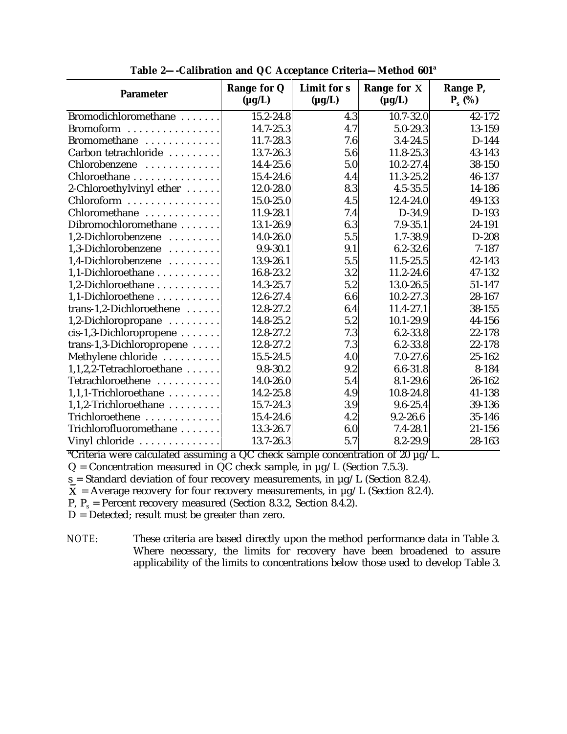**Table 2—-Calibration and QC Acceptance Criteria—Method 601[a]**

| Parameter | Range for Q (µg/L) | Limit for s (µg/L) | Range for $\bar{X}$ (µg/L) | Range P, $P_s$ (%) |
|---|---|---|---|---|
| Bromodichloromethane | 15.2-24.8 | 4.3 | 10.7-32.0 | 42-172 |
| Bromoform | 14.7-25.3 | 4.7 | 5.0-29.3 | 13-159 |
| Bromomethane | 11.7-28.3 | 7.6 | 3.4-24.5 | D-144 |
| Carbon tetrachloride | 13.7-26.3 | 5.6 | 11.8-25.3 | 43-143 |
| Chlorobenzene | 14.4-25.6 | 5.0 | 10.2-27.4 | 38-150 |
| Chloroethane | 15.4-24.6 | 4.4 | 11.3-25.2 | 46-137 |
| 2-Chloroethylvinyl ether | 12.0-28.0 | 8.3 | 4.5-35.5 | 14-186 |
| Chloroform | 15.0-25.0 | 4.5 | 12.4-24.0 | 49-133 |
| Chloromethane | 11.9-28.1 | 7.4 | D-34.9 | D-193 |
| Dibromochloromethane | 13.1-26.9 | 6.3 | 7.9-35.1 | 24-191 |
| 1,2-Dichlorobenzene | 14.0-26.0 | 5.5 | 1.7-38.9 | D-208 |
| 1,3-Dichlorobenzene | 9.9-30.1 | 9.1 | 6.2-32.6 | 7-187 |
| 1,4-Dichlorobenzene | 13.9-26.1 | 5.5 | 11.5-25.5 | 42-143 |
| 1,1-Dichloroethane | 16.8-23.2 | 3.2 | 11.2-24.6 | 47-132 |
| 1,2-Dichloroethane | 14.3-25.7 | 5.2 | 13.0-26.5 | 51-147 |
| 1,1-Dichloroethene | 12.6-27.4 | 6.6 | 10.2-27.3 | 28-167 |
| trans-1,2-Dichloroethene | 12.8-27.2 | 6.4 | 11.4-27.1 | 38-155 |
| 1,2-Dichloropropane | 14.8-25.2 | 5.2 | 10.1-29.9 | 44-156 |
| cis-1,3-Dichloropropene | 12.8-27.2 | 7.3 | 6.2-33.8 | 22-178 |
| trans-1,3-Dichloropropene | 12.8-27.2 | 7.3 | 6.2-33.8 | 22-178 |
| Methylene chloride | 15.5-24.5 | 4.0 | 7.0-27.6 | 25-162 |
| 1,1,2,2-Tetrachloroethane | 9.8-30.2 | 9.2 | 6.6-31.8 | 8-184 |
| Tetrachloroethene | 14.0-26.0 | 5.4 | 8.1-29.6 | 26-162 |
| 1,1,1-Trichloroethane | 14.2-25.8 | 4.9 | 10.8-24.8 | 41-138 |
| 1,1,2-Trichloroethane | 15.7-24.3 | 3.9 | 9.6-25.4 | 39-136 |
| Trichloroethene | 15.4-24.6 | 4.2 | 9.2-26.6 | 35-146 |
| Trichlorofluoromethane | 13.3-26.7 | 6.0 | 7.4-28.1 | 21-156 |
| Vinyl chloride | 13.7-26.3 | 5.7 | 8.2-29.9 | 28-163 |

[a]Criteria were calculated assuming a QC check sample concentration of 20 µg/L.

Q = Concentration measured in QC check sample, in µg/L (Section 7.5.3).

s = Standard deviation of four recovery measurements, in µg/L (Section 8.2.4).

$\bar{X}$ = Average recovery for four recovery measurements, in µg/L (Section 8.2.4).

P, $P_s$ = Percent recovery measured (Section 8.3.2, Section 8.4.2).

D = Detected; result must be greater than zero.

NOTE: These criteria are based directly upon the method performance data in Table 3. Where necessary, the limits for recovery have been broadened to assure applicability of the limits to concentrations below those used to develop Table 3.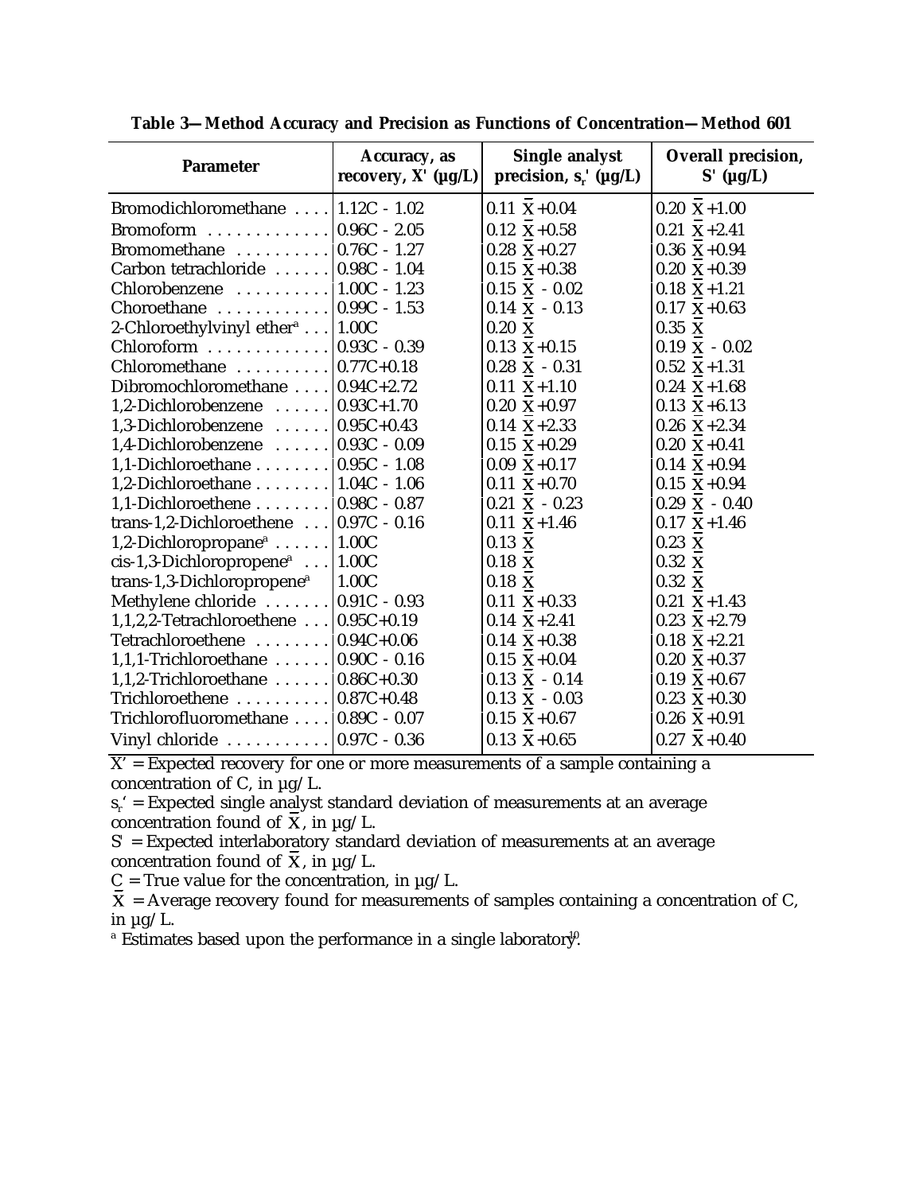**Table 3—Method Accuracy and Precision as Functions of Concentration—Method 601**

| Parameter | Accuracy, as recovery, X' (µg/L) | Single analyst precision, $s_r'$ (µg/L) | Overall precision, S' (µg/L) |
|---|---|---|---|
| Bromodichloromethane | 1.12C - 1.02 | $0.11\bar{X}+0.04$ | $0.20\bar{X}+1.00$ |
| Bromoform | 0.96C - 2.05 | $0.12\bar{X}+0.58$ | $0.21\bar{X}+2.41$ |
| Bromomethane | 0.76C - 1.27 | $0.28\bar{X}+0.27$ | $0.36\bar{X}+0.94$ |
| Carbon tetrachloride | 0.98C - 1.04 | $0.15\bar{X}+0.38$ | $0.20\bar{X}+0.39$ |
| Chlorobenzene | 1.00C - 1.23 | $0.15\bar{X} - 0.02$ | $0.18\bar{X}+1.21$ |
| Choroethane | 0.99C - 1.53 | $0.14\bar{X} - 0.13$ | $0.17\bar{X}+0.63$ |
| 2-Chloroethylvinyl ether[a] | 1.00C | $0.20\bar{X}$ | $0.35\bar{X}$ |
| Chloroform | 0.93C - 0.39 | $0.13\bar{X}+0.15$ | $0.19\bar{X} - 0.02$ |
| Chloromethane | 0.77C+0.18 | $0.28\bar{X} - 0.31$ | $0.52\bar{X}+1.31$ |
| Dibromochloromethane | 0.94C+2.72 | $0.11\bar{X}+1.10$ | $0.24\bar{X}+1.68$ |
| 1,2-Dichlorobenzene | 0.93C+1.70 | $0.20\bar{X}+0.97$ | $0.13\bar{X}+6.13$ |
| 1,3-Dichlorobenzene | 0.95C+0.43 | $0.14\bar{X}+2.33$ | $0.26\bar{X}+2.34$ |
| 1,4-Dichlorobenzene | 0.93C - 0.09 | $0.15\bar{X}+0.29$ | $0.20\bar{X}+0.41$ |
| 1,1-Dichloroethane | 0.95C - 1.08 | $0.09\bar{X}+0.17$ | $0.14\bar{X}+0.94$ |
| 1,2-Dichloroethane | 1.04C - 1.06 | $0.11\bar{X}+0.70$ | $0.15\bar{X}+0.94$ |
| 1,1-Dichloroethene | 0.98C - 0.87 | $0.21\bar{X} - 0.23$ | $0.29\bar{X} - 0.40$ |
| trans-1,2-Dichloroethene | 0.97C - 0.16 | $0.11\bar{X}+1.46$ | $0.17\bar{X}+1.46$ |
| 1,2-Dichloropropane[a] | 1.00C | $0.13\bar{X}$ | $0.23\bar{X}$ |
| cis-1,3-Dichloropropene[a] | 1.00C | $0.18\bar{X}$ | $0.32\bar{X}$ |
| trans-1,3-Dichloropropene[a] | 1.00C | $0.18\bar{X}$ | $0.32\bar{X}$ |
| Methylene chloride | 0.91C - 0.93 | $0.11\bar{X}+0.33$ | $0.21\bar{X}+1.43$ |
| 1,1,2,2-Tetrachloroethene | 0.95C+0.19 | $0.14\bar{X}+2.41$ | $0.23\bar{X}+2.79$ |
| Tetrachloroethene | 0.94C+0.06 | $0.14\bar{X}+0.38$ | $0.18\bar{X}+2.21$ |
| 1,1,1-Trichloroethane | 0.90C - 0.16 | $0.15\bar{X}+0.04$ | $0.20\bar{X}+0.37$ |
| 1,1,2-Trichloroethane | 0.86C+0.30 | $0.13\bar{X} - 0.14$ | $0.19\bar{X}+0.67$ |
| Trichloroethene | 0.87C+0.48 | $0.13\bar{X} - 0.03$ | $0.23\bar{X}+0.30$ |
| Trichlorofluoromethane | 0.89C - 0.07 | $0.15\bar{X}+0.67$ | $0.26\bar{X}+0.91$ |
| Vinyl chloride | 0.97C - 0.36 | $0.13\bar{X}+0.65$ | $0.27\bar{X}+0.40$ |

X' = Expected recovery for one or more measurements of a sample containing a concentration of C, in µg/L.

$s_r'$ = Expected single analyst standard deviation of measurements at an average concentration found of $\bar{X}$, in µg/L.

S' = Expected interlaboratory standard deviation of measurements at an average concentration found of $\bar{X}$, in µg/L.

C = True value for the concentration, in µg/L.

$\bar{X}$ = Average recovery found for measurements of samples containing a concentration of C, in µg/L.

[a] Estimates based upon the performance in a single laboratory[10].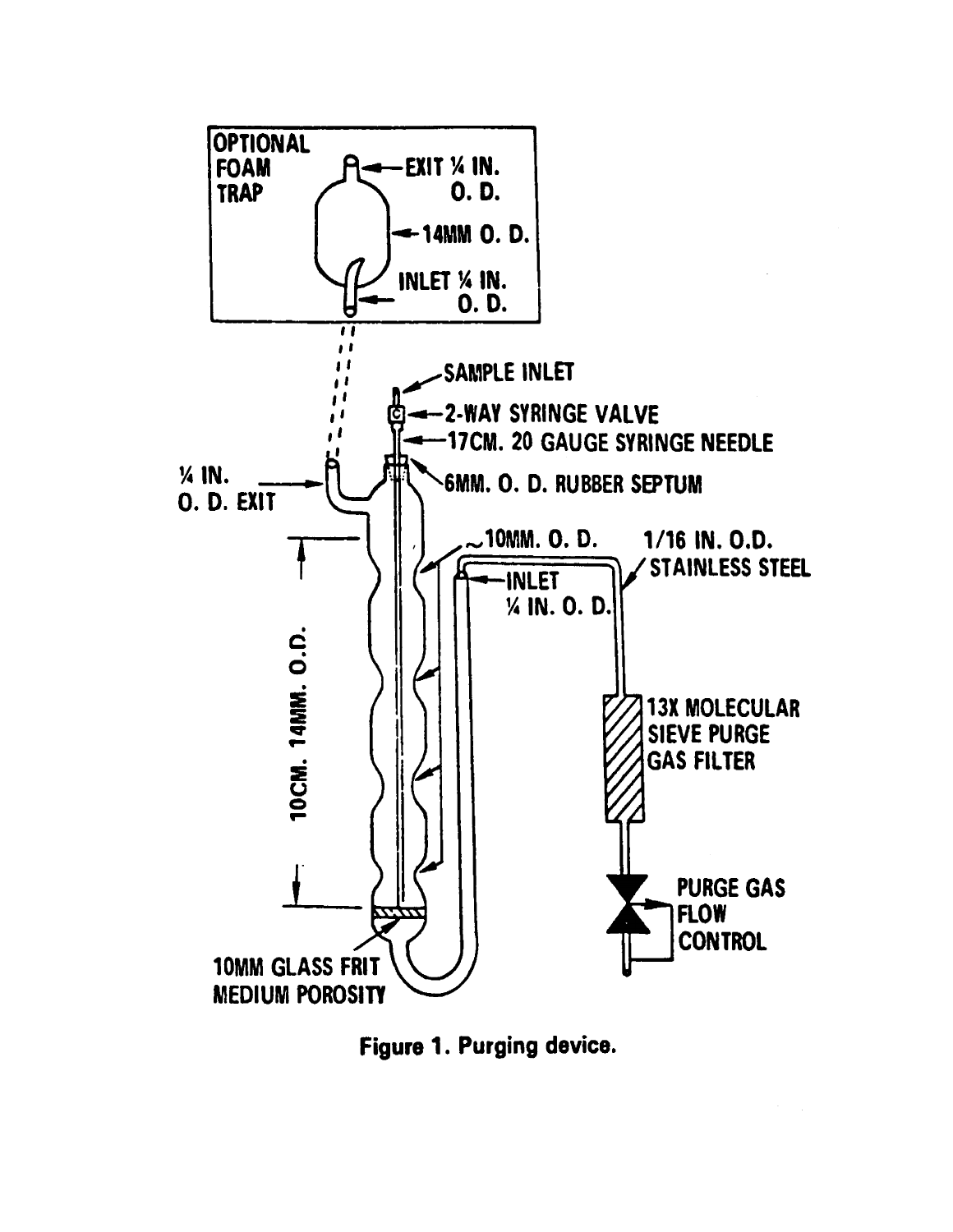OPTIONAL FOAM TRAP

EXIT ¼ IN. O. D.

14MM O. D.

INLET ¼ IN. O. D.

SAMPLE INLET

2-WAY SYRINGE VALVE

17CM. 20 GAUGE SYRINGE NEEDLE

¼ IN. O. D. EXIT

6MM. O. D. RUBBER SEPTUM

~10MM. O. D.

1/16 IN. O.D. STAINLESS STEEL

INLET ¼ IN. O. D.

10CM. 14MM. O.D.

13X MOLECULAR SIEVE PURGE GAS FILTER

PURGE GAS FLOW CONTROL

10MM GLASS FRIT MEDIUM POROSITY

**Figure 1. Purging device.**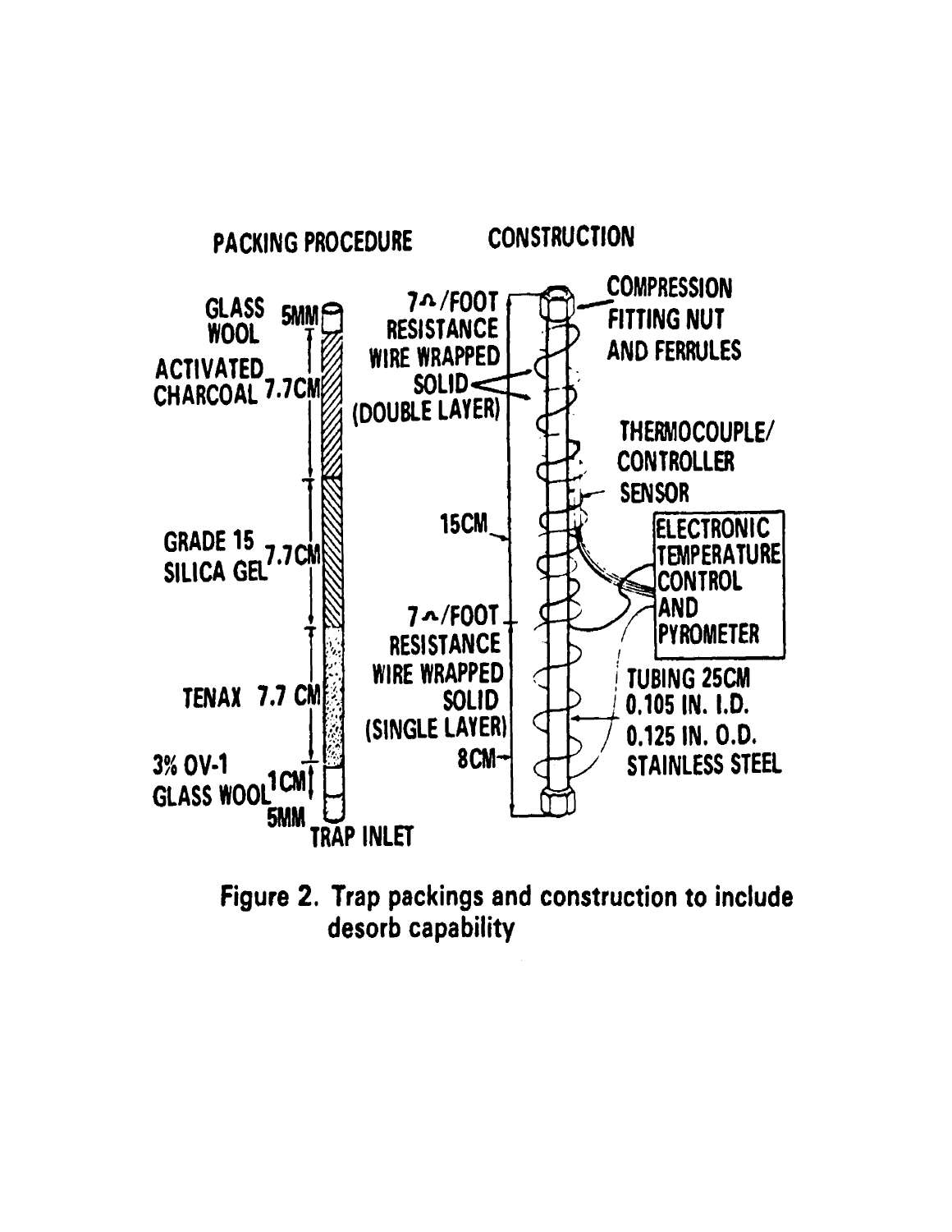PACKING PROCEDURE

GLASS WOOL 5MM

ACTIVATED CHARCOAL 7.7CM

GRADE 15 SILICA GEL 7.7CM

TENAX 7.7 CM

3% OV-1 GLASS WOOL 1CM

5MM

TRAP INLET

CONSTRUCTION

7Ω/FOOT RESISTANCE WIRE WRAPPED SOLID (DOUBLE LAYER)

15CM

7Ω/FOOT RESISTANCE WIRE WRAPPED SOLID (SINGLE LAYER)

8CM

COMPRESSION FITTING NUT AND FERRULES

THERMOCOUPLE/ CONTROLLER SENSOR

ELECTRONIC TEMPERATURE CONTROL AND PYROMETER

TUBING 25CM 0.105 IN. I.D. 0.125 IN. O.D. STAINLESS STEEL

**Figure 2. Trap packings and construction to include desorb capability**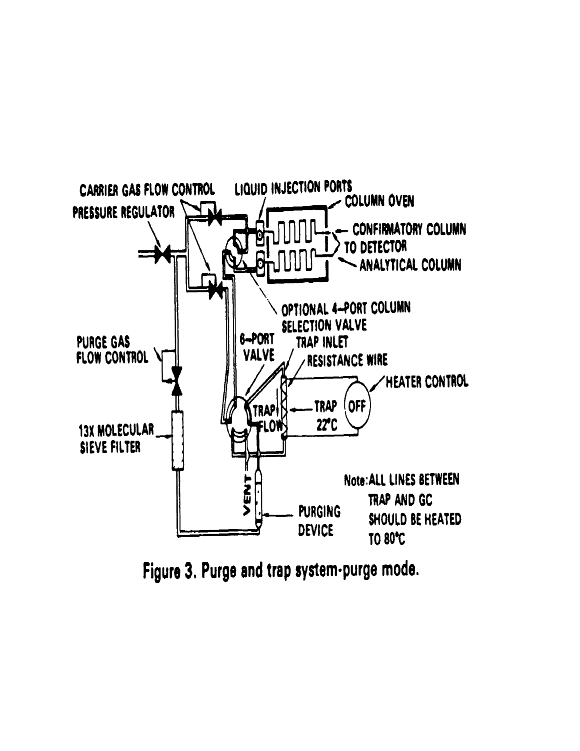Figure 3. Purge and trap system-purge mode.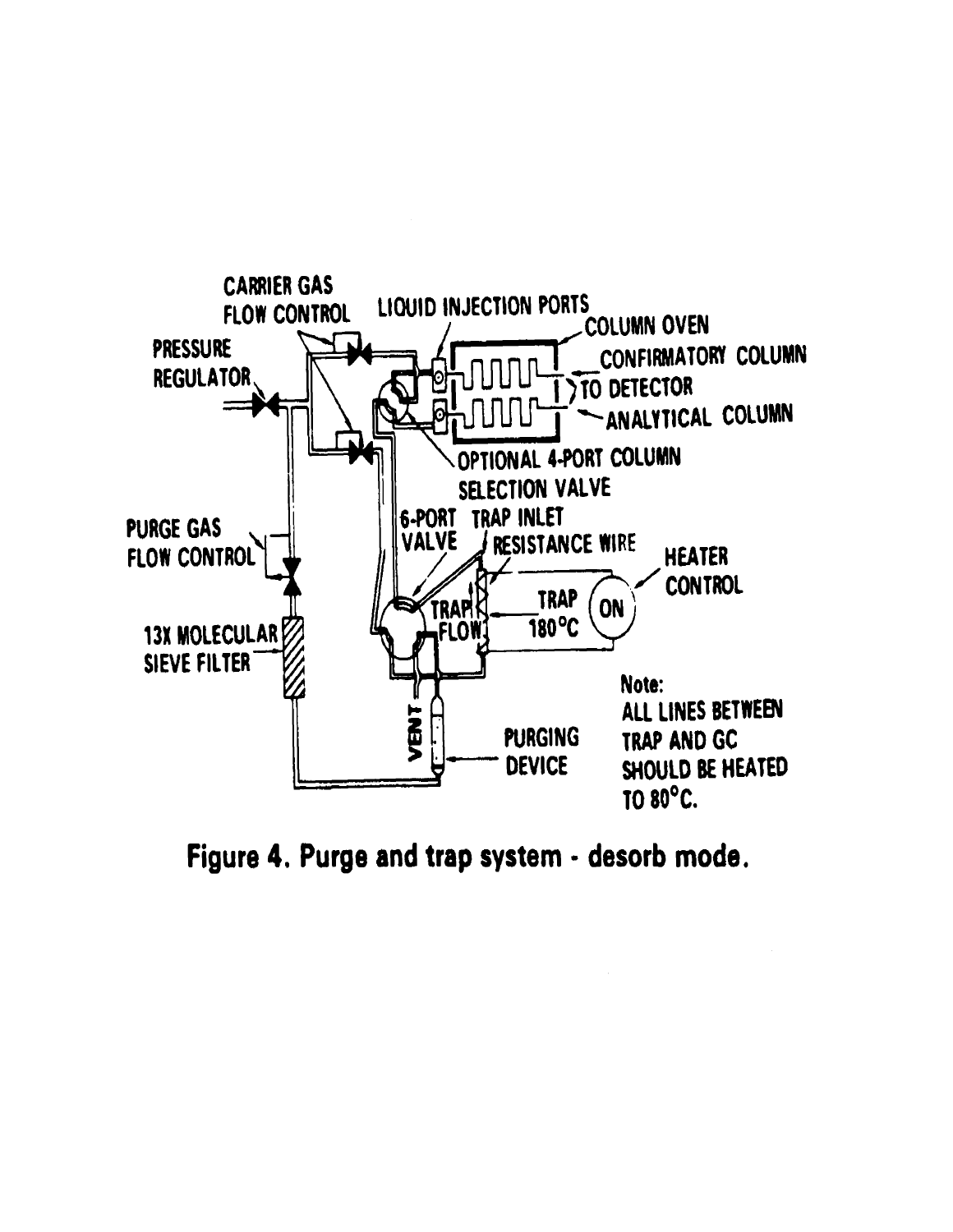CARRIER GAS FLOW CONTROL

LIQUID INJECTION PORTS

COLUMN OVEN

PRESSURE REGULATOR

CONFIRMATORY COLUMN

TO DETECTOR

ANALYTICAL COLUMN

OPTIONAL 4-PORT COLUMN SELECTION VALVE

PURGE GAS FLOW CONTROL

6-PORT VALVE

TRAP INLET

RESISTANCE WIRE

HEATER CONTROL

TRAP FLOW

TRAP 180°C

ON

13X MOLECULAR SIEVE FILTER

VENT

PURGING DEVICE

Note:
ALL LINES BETWEEN TRAP AND GC SHOULD BE HEATED TO 80°C.

**Figure 4. Purge and trap system - desorb mode.**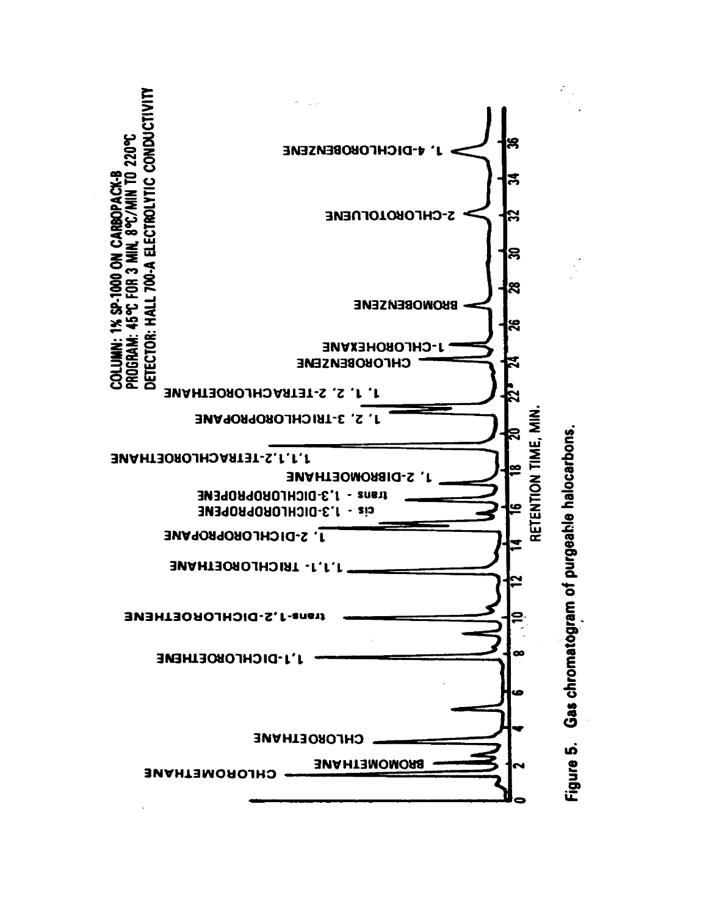COLUMN: 1% SP-1000 ON CARBOPACK-B
PROGRAM: 45°C FOR 3 MIN, 8°C/MIN TO 220°C
DETECTOR: HALL 700-A ELECTROLYTIC CONDUCTIVITY

CHLOROMETHANE

BROMOMETHANE

CHLOROETHANE

1,1-DICHLOROETHENE

trans-1,2-DICHLOROETHENE

1,1,1- TRICHLOROETHANE

1, 2-DICHLOROPROPANE

cis - 1,3-DICHLOROPROPENE

trans - 1,3-DICHLOROPROPENE

1, 2-DIBROMOETHANE

1,1,1,2-TETRACHLOROETHANE

1, 2, 3-TRICHLOROPROPANE

1, 1, 2, 2-TETRACHLOROETHANE

CHLOROBENZENE

1-CHLOROHEXANE

BROMOBENZENE

2-CHLOROTOLUENE

1, 4-DICHLOROBENZENE

0 2 4 6 8 10 12 14 16 18 20 22 24 26 28 30 32 34 36

RETENTION TIME, MIN.

Figure 5. Gas chromatogram of purgeable halocarbons.